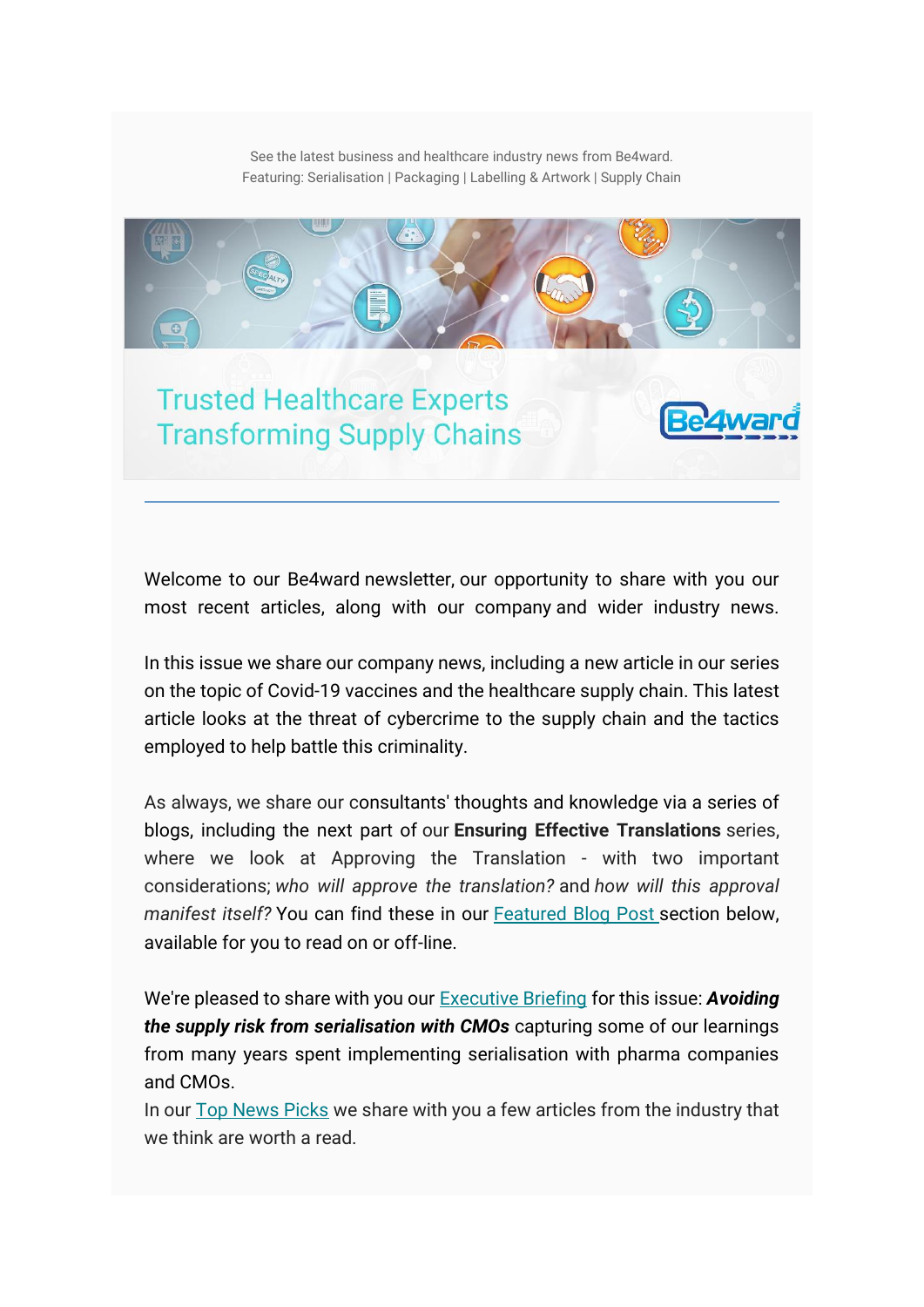See the latest business and healthcare industry news from Be4ward.
Featuring: Serialisation | Packaging | Labelling & Artwork | Supply Chain

# Trusted Healthcare Experts Transforming Supply Chains

Be4ward

---

Welcome to our Be4ward newsletter, our opportunity to share with you our most recent articles, along with our company and wider industry news.

In this issue we share our company news, including a new article in our series on the topic of Covid-19 vaccines and the healthcare supply chain. This latest article looks at the threat of cybercrime to the supply chain and the tactics employed to help battle this criminality.

As always, we share our consultants' thoughts and knowledge via a series of blogs, including the next part of our **Ensuring Effective Translations** series, where we look at Approving the Translation - with two important considerations; *who will approve the translation?* and *how will this approval manifest itself?* You can find these in our Featured Blog Post section below, available for you to read on or off-line.

We're pleased to share with you our Executive Briefing for this issue: ***Avoiding the supply risk from serialisation with CMOs*** capturing some of our learnings from many years spent implementing serialisation with pharma companies and CMOs.
In our Top News Picks we share with you a few articles from the industry that we think are worth a read.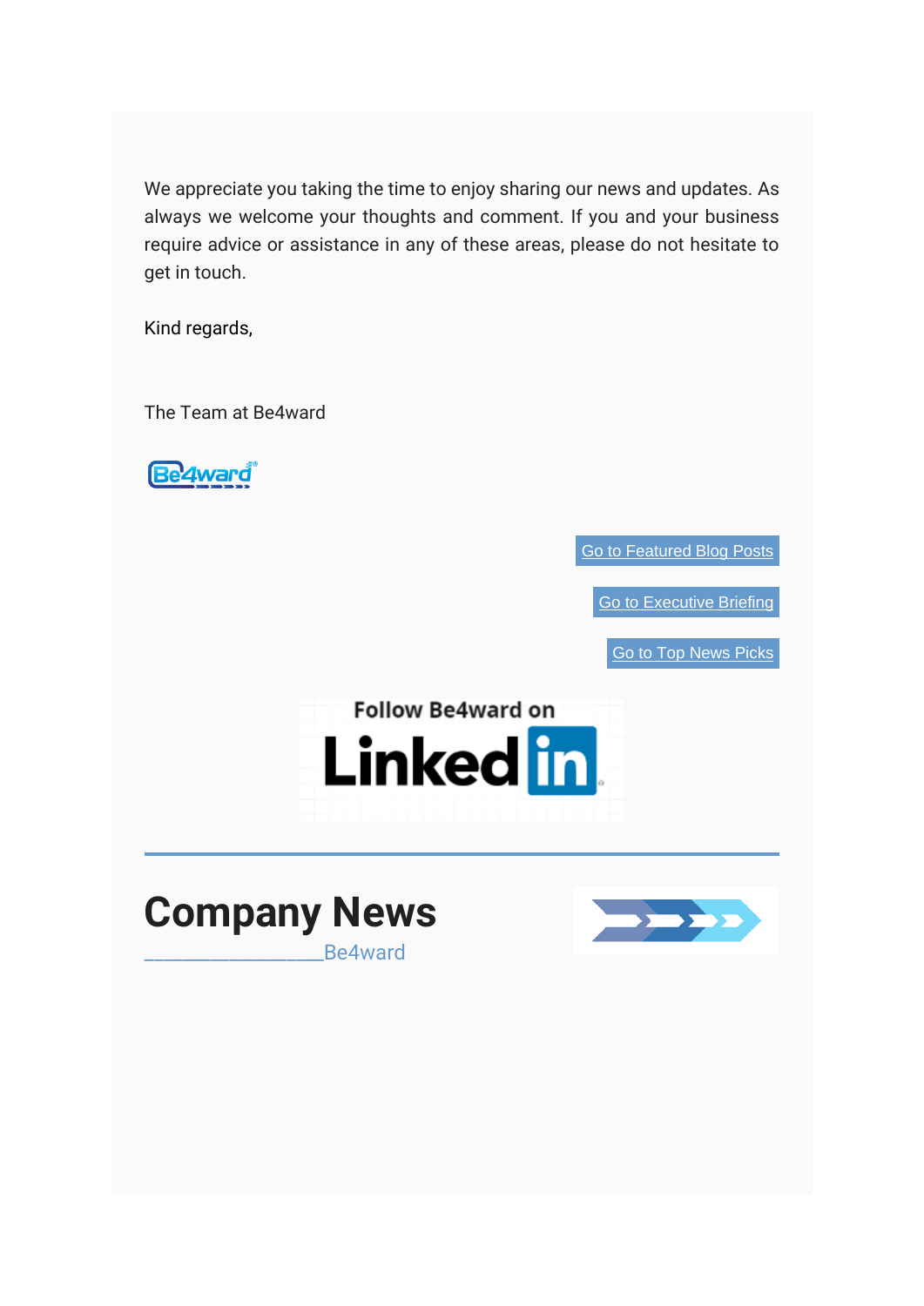We appreciate you taking the time to enjoy sharing our news and updates. As always we welcome your thoughts and comment. If you and your business require advice or assistance in any of these areas, please do not hesitate to get in touch.

Kind regards,

The Team at Be4ward

Go to Featured Blog Posts

Go to Executive Briefing

Go to Top News Picks

# Company News

________________Be4ward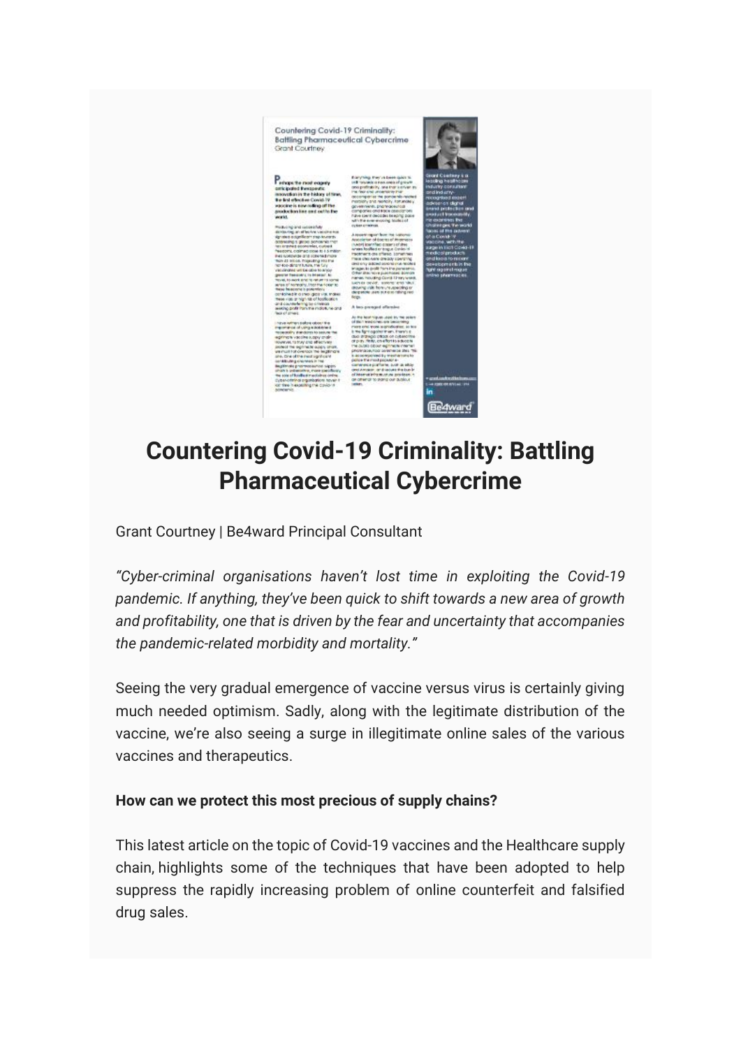# Countering Covid-19 Criminality: Battling Pharmaceutical Cybercrime

Grant Courtney | Be4ward Principal Consultant

*"Cyber-criminal organisations haven't lost time in exploiting the Covid-19 pandemic. If anything, they've been quick to shift towards a new area of growth and profitability, one that is driven by the fear and uncertainty that accompanies the pandemic-related morbidity and mortality."*

Seeing the very gradual emergence of vaccine versus virus is certainly giving much needed optimism. Sadly, along with the legitimate distribution of the vaccine, we're also seeing a surge in illegitimate online sales of the various vaccines and therapeutics.

**How can we protect this most precious of supply chains?**

This latest article on the topic of Covid-19 vaccines and the Healthcare supply chain, highlights some of the techniques that have been adopted to help suppress the rapidly increasing problem of online counterfeit and falsified drug sales.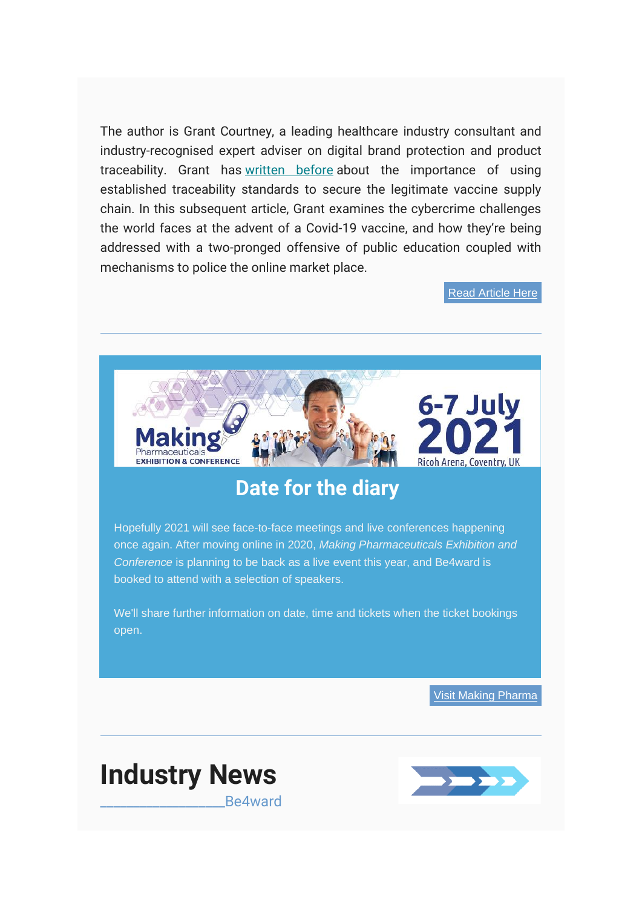The author is Grant Courtney, a leading healthcare industry consultant and industry-recognised expert adviser on digital brand protection and product traceability. Grant has written before about the importance of using established traceability standards to secure the legitimate vaccine supply chain. In this subsequent article, Grant examines the cybercrime challenges the world faces at the advent of a Covid-19 vaccine, and how they're being addressed with a two-pronged offensive of public education coupled with mechanisms to police the online market place.

Read Article Here

---

Making Pharmaceuticals EXHIBITION & CONFERENCE

6-7 July 2021

Ricoh Arena, Coventry, UK

## Date for the diary

Hopefully 2021 will see face-to-face meetings and live conferences happening once again. After moving online in 2020, *Making Pharmaceuticals Exhibition and Conference* is planning to be back as a live event this year, and Be4ward is booked to attend with a selection of speakers.

We'll share further information on date, time and tickets when the ticket bookings open.

Visit Making Pharma

---

# Industry News

_______________Be4ward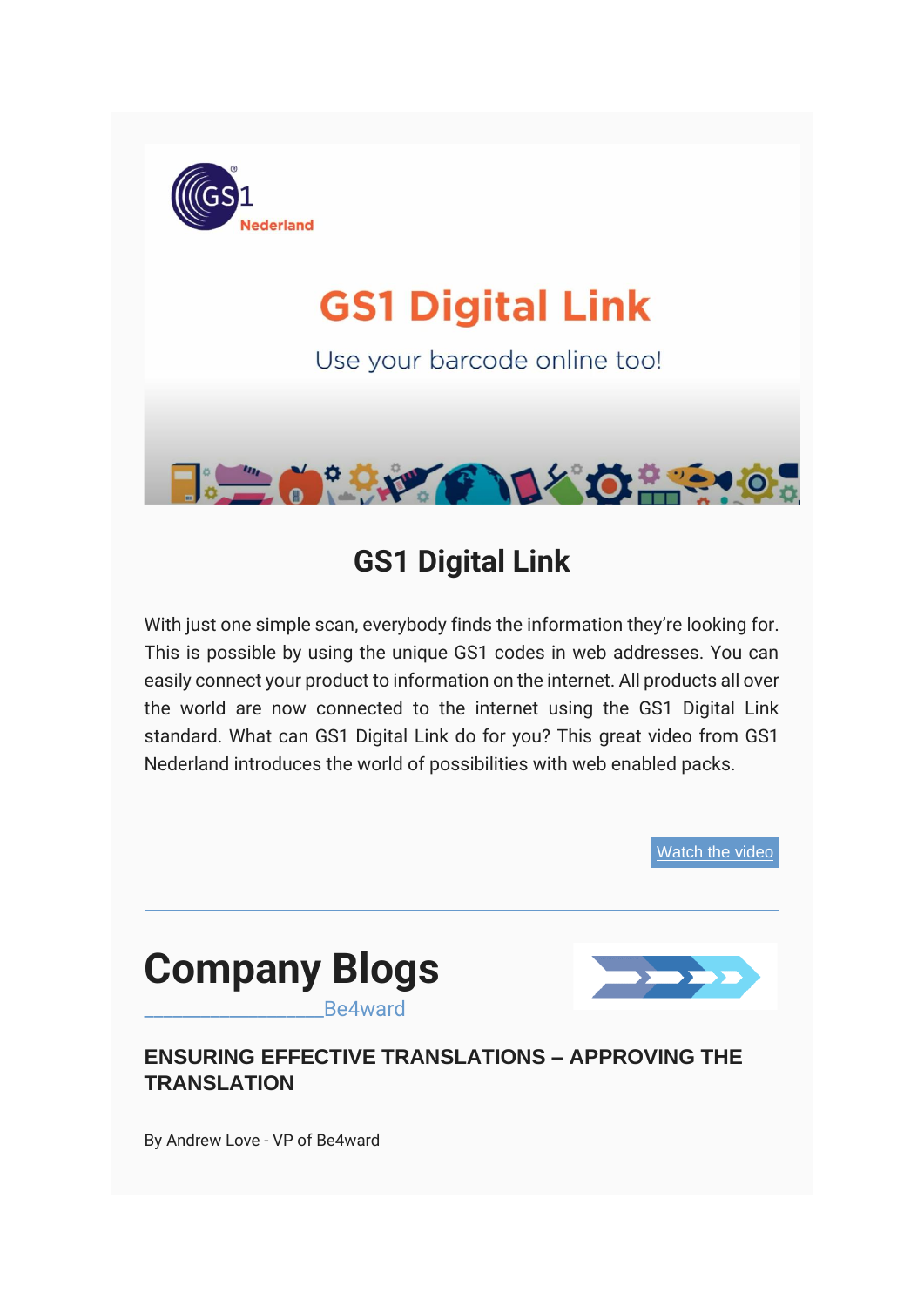## GS1 Digital Link

With just one simple scan, everybody finds the information they're looking for. This is possible by using the unique GS1 codes in web addresses. You can easily connect your product to information on the internet. All products all over the world are now connected to the internet using the GS1 Digital Link standard. What can GS1 Digital Link do for you? This great video from GS1 Nederland introduces the world of possibilities with web enabled packs.

Watch the video

---

# Company Blogs

__________________Be4ward

### ENSURING EFFECTIVE TRANSLATIONS – APPROVING THE TRANSLATION

By Andrew Love - VP of Be4ward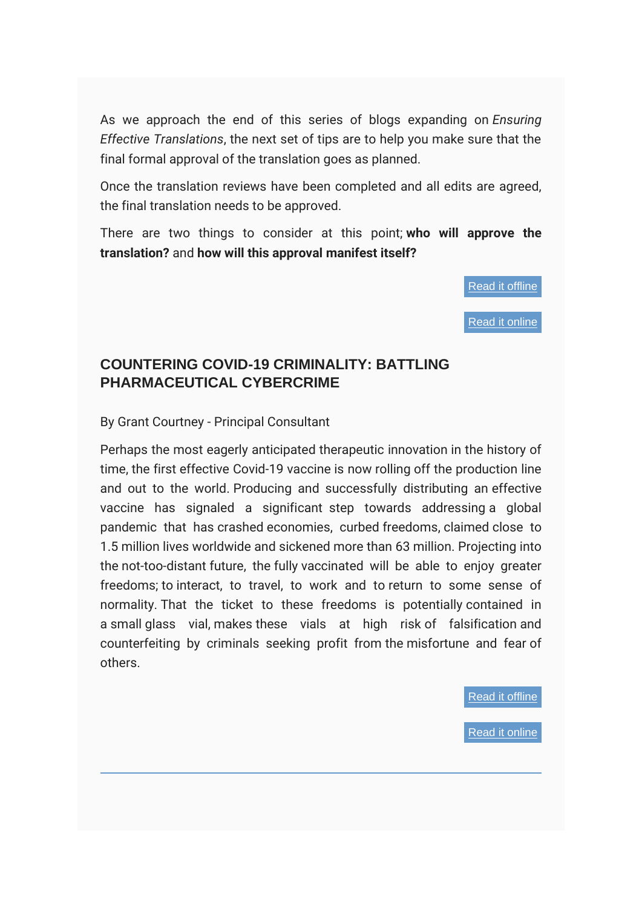As we approach the end of this series of blogs expanding on *Ensuring Effective Translations*, the next set of tips are to help you make sure that the final formal approval of the translation goes as planned.

Once the translation reviews have been completed and all edits are agreed, the final translation needs to be approved.

There are two things to consider at this point; **who will approve the translation?** and **how will this approval manifest itself?**

Read it offline

Read it online

## COUNTERING COVID-19 CRIMINALITY: BATTLING PHARMACEUTICAL CYBERCRIME

By Grant Courtney - Principal Consultant

Perhaps the most eagerly anticipated therapeutic innovation in the history of time, the first effective Covid-19 vaccine is now rolling off the production line and out to the world. Producing and successfully distributing an effective vaccine has signaled a significant step towards addressing a global pandemic that has crashed economies, curbed freedoms, claimed close to 1.5 million lives worldwide and sickened more than 63 million. Projecting into the not-too-distant future, the fully vaccinated will be able to enjoy greater freedoms; to interact, to travel, to work and to return to some sense of normality. That the ticket to these freedoms is potentially contained in a small glass vial, makes these vials at high risk of falsification and counterfeiting by criminals seeking profit from the misfortune and fear of others.

Read it offline

Read it online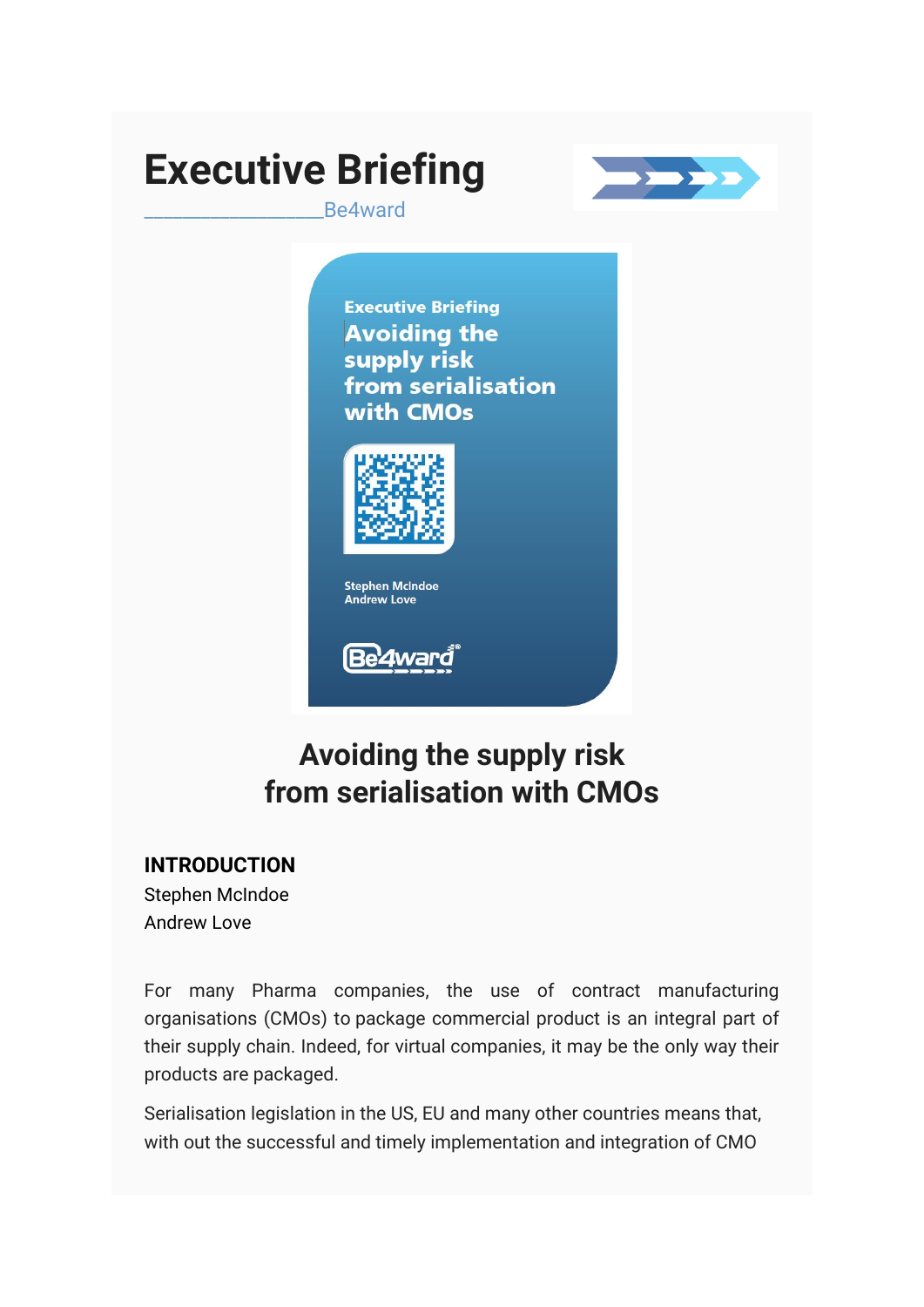# Executive Briefing

_________________Be4ward

## Avoiding the supply risk from serialisation with CMOs

### INTRODUCTION

Stephen McIndoe
Andrew Love

For many Pharma companies, the use of contract manufacturing organisations (CMOs) to package commercial product is an integral part of their supply chain. Indeed, for virtual companies, it may be the only way their products are packaged.

Serialisation legislation in the US, EU and many other countries means that, with out the successful and timely implementation and integration of CMO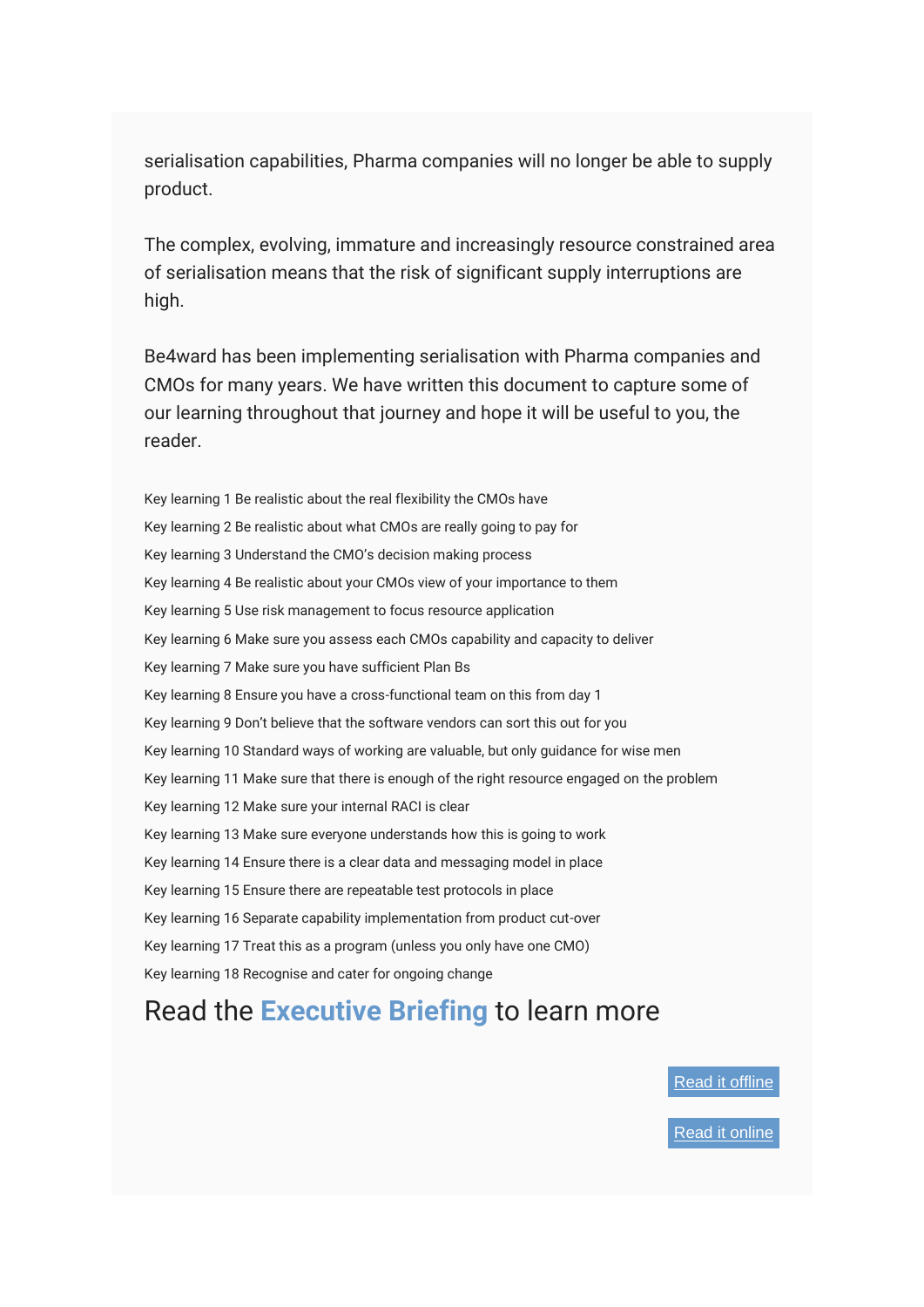serialisation capabilities, Pharma companies will no longer be able to supply product.

The complex, evolving, immature and increasingly resource constrained area of serialisation means that the risk of significant supply interruptions are high.

Be4ward has been implementing serialisation with Pharma companies and CMOs for many years. We have written this document to capture some of our learning throughout that journey and hope it will be useful to you, the reader.

Key learning 1 Be realistic about the real flexibility the CMOs have

Key learning 2 Be realistic about what CMOs are really going to pay for

Key learning 3 Understand the CMO's decision making process

Key learning 4 Be realistic about your CMOs view of your importance to them

Key learning 5 Use risk management to focus resource application

Key learning 6 Make sure you assess each CMOs capability and capacity to deliver

Key learning 7 Make sure you have sufficient Plan Bs

Key learning 8 Ensure you have a cross-functional team on this from day 1

Key learning 9 Don't believe that the software vendors can sort this out for you

Key learning 10 Standard ways of working are valuable, but only guidance for wise men

Key learning 11 Make sure that there is enough of the right resource engaged on the problem

Key learning 12 Make sure your internal RACI is clear

Key learning 13 Make sure everyone understands how this is going to work

Key learning 14 Ensure there is a clear data and messaging model in place

Key learning 15 Ensure there are repeatable test protocols in place

Key learning 16 Separate capability implementation from product cut-over

Key learning 17 Treat this as a program (unless you only have one CMO)

Key learning 18 Recognise and cater for ongoing change

## Read the **Executive Briefing** to learn more

Read it offline

Read it online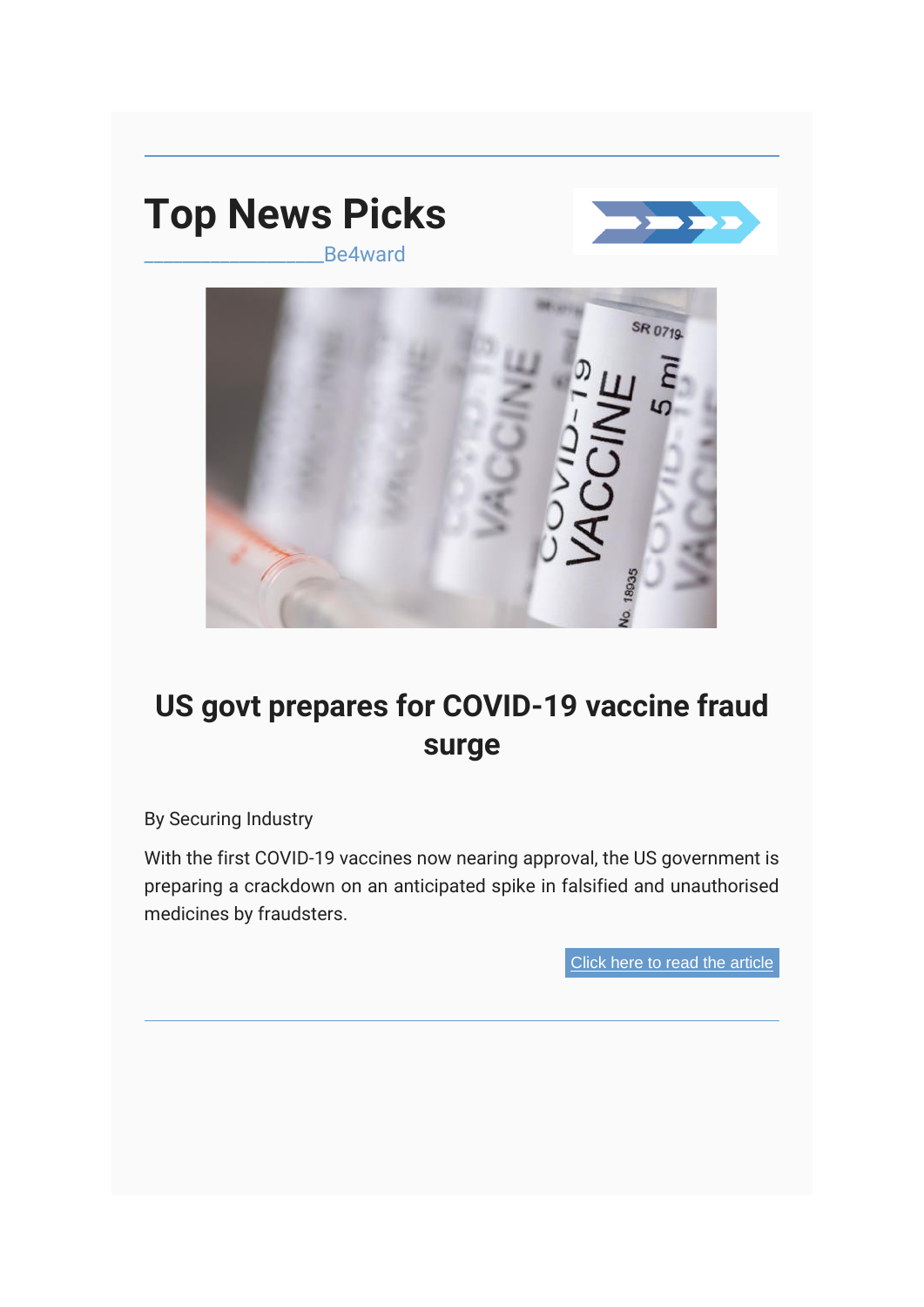# Top News Picks

________________Be4ward

## US govt prepares for COVID-19 vaccine fraud surge

By Securing Industry

With the first COVID-19 vaccines now nearing approval, the US government is preparing a crackdown on an anticipated spike in falsified and unauthorised medicines by fraudsters.

Click here to read the article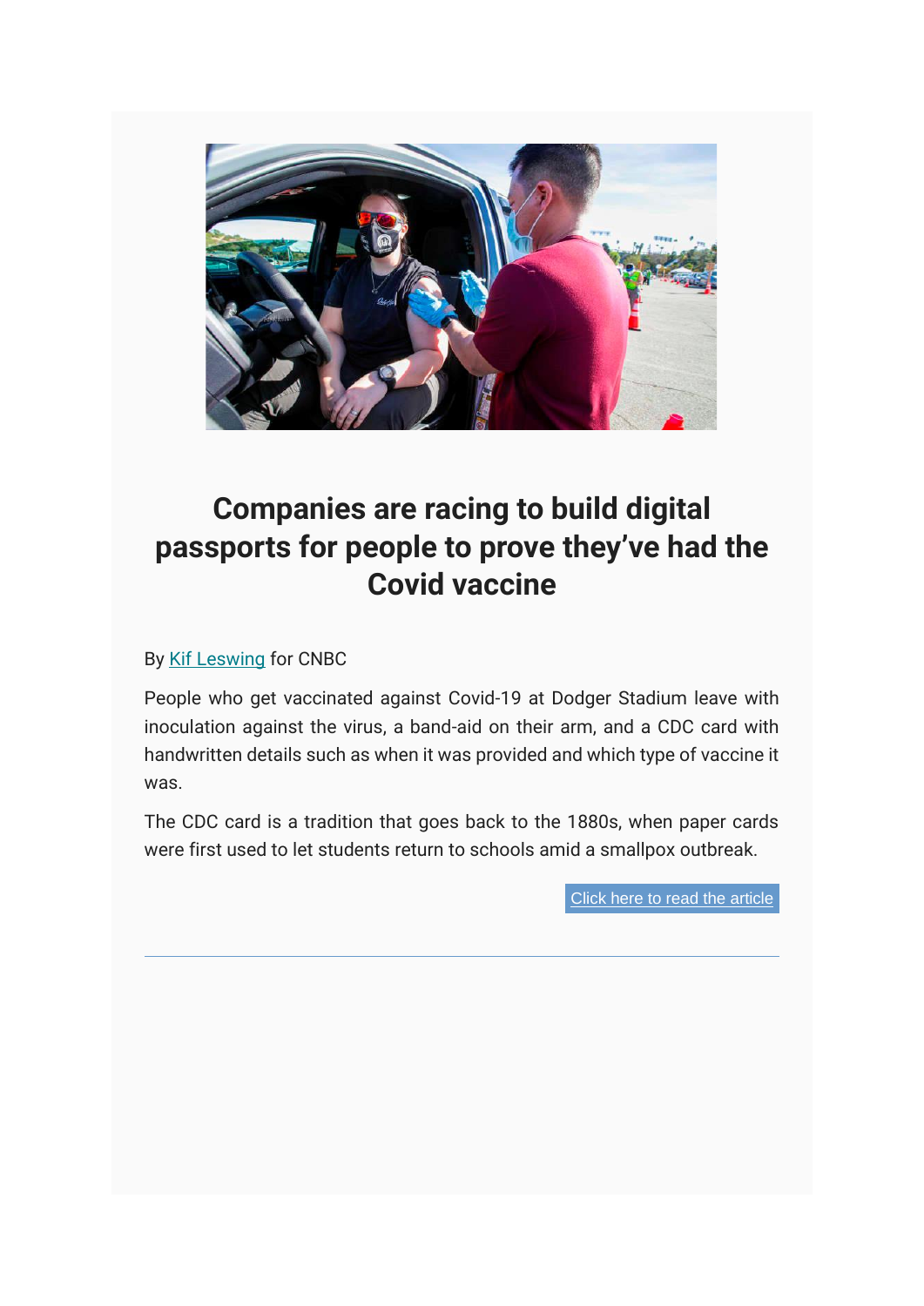## Companies are racing to build digital passports for people to prove they've had the Covid vaccine

By Kif Leswing for CNBC

People who get vaccinated against Covid-19 at Dodger Stadium leave with inoculation against the virus, a band-aid on their arm, and a CDC card with handwritten details such as when it was provided and which type of vaccine it was.

The CDC card is a tradition that goes back to the 1880s, when paper cards were first used to let students return to schools amid a smallpox outbreak.

Click here to read the article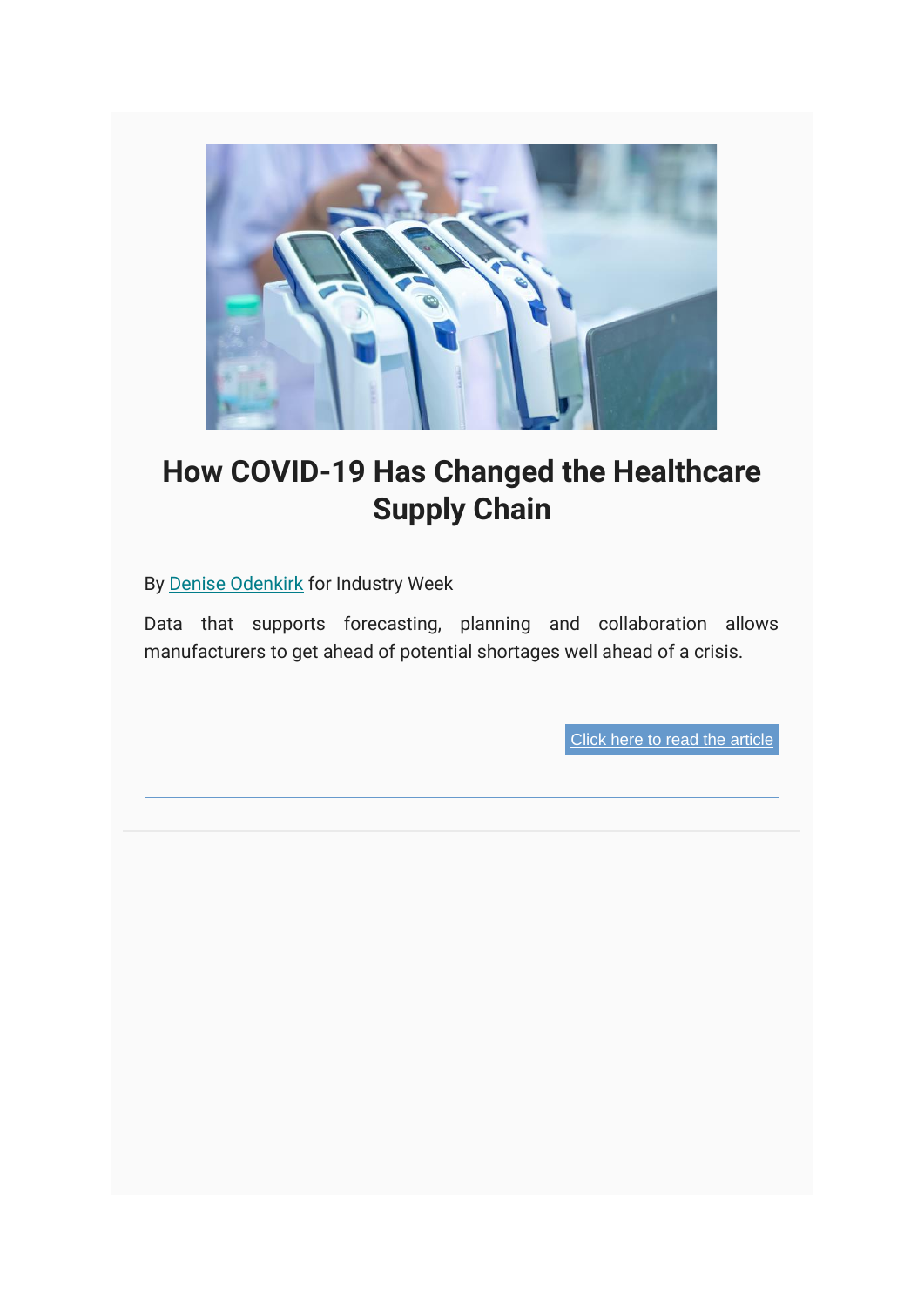# How COVID-19 Has Changed the Healthcare Supply Chain

By Denise Odenkirk for Industry Week

Data that supports forecasting, planning and collaboration allows manufacturers to get ahead of potential shortages well ahead of a crisis.

Click here to read the article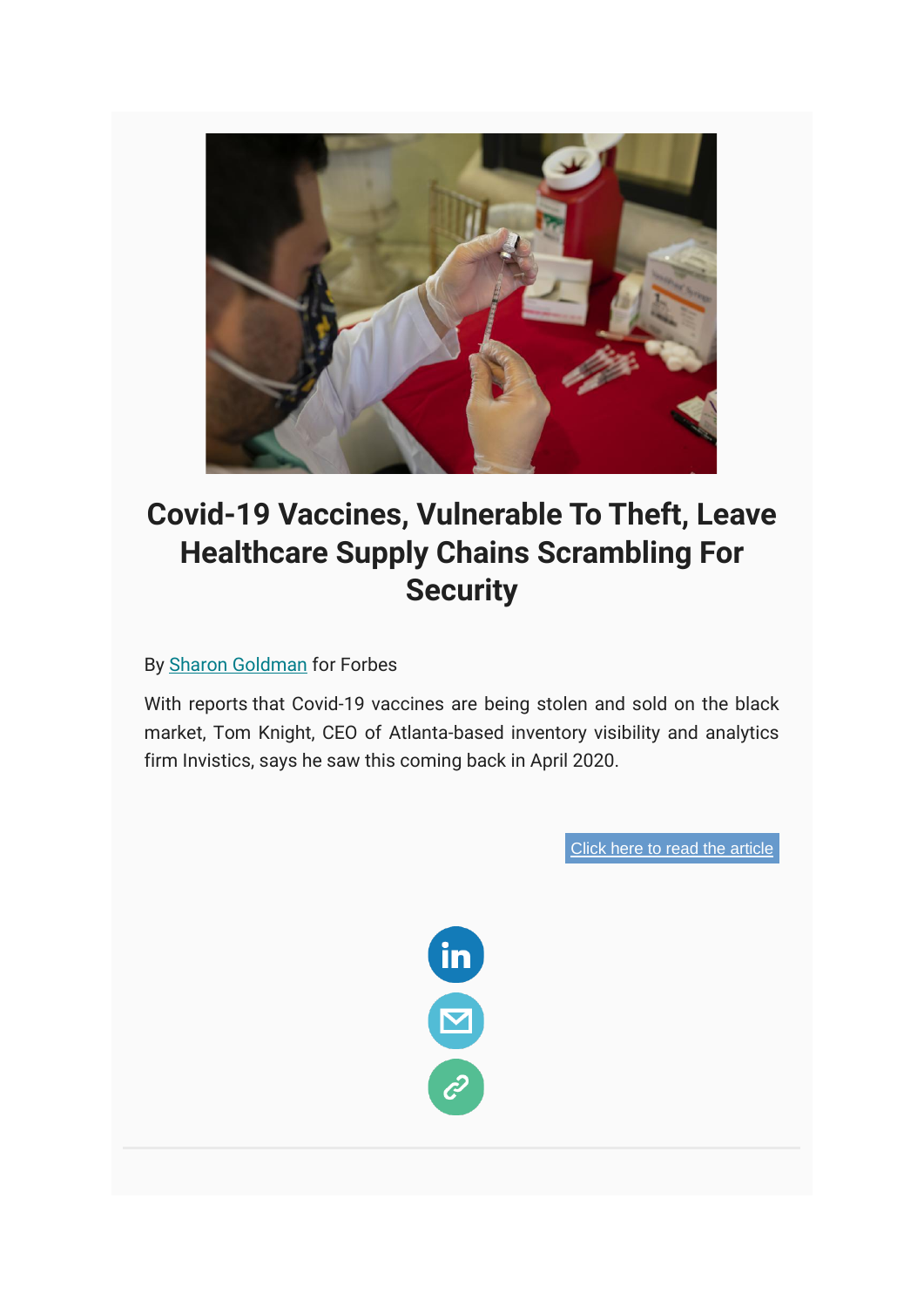# Covid-19 Vaccines, Vulnerable To Theft, Leave Healthcare Supply Chains Scrambling For Security

By Sharon Goldman for Forbes

With reports that Covid-19 vaccines are being stolen and sold on the black market, Tom Knight, CEO of Atlanta-based inventory visibility and analytics firm Invistics, says he saw this coming back in April 2020.

Click here to read the article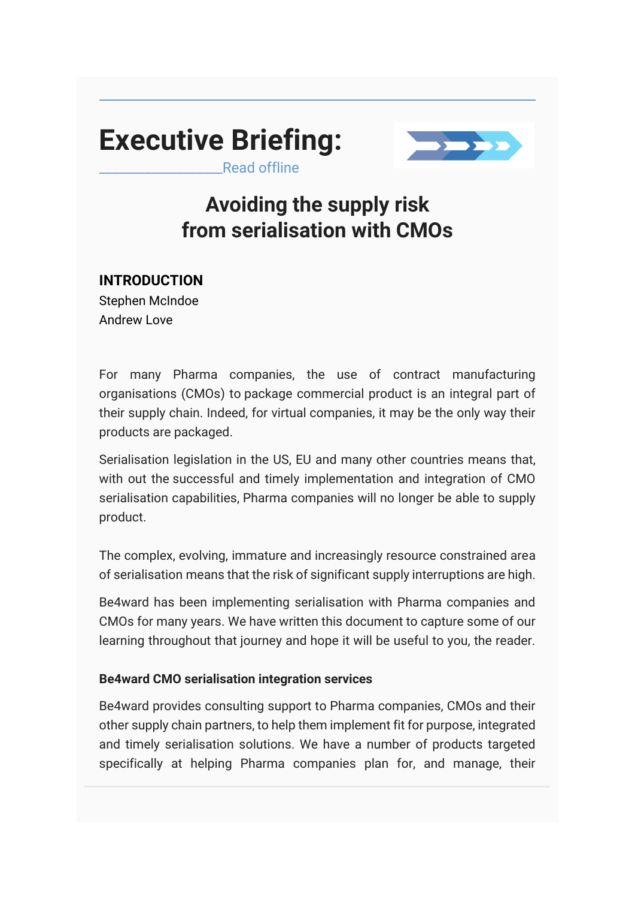# Executive Briefing:

Read offline

## Avoiding the supply risk from serialisation with CMOs

### INTRODUCTION

Stephen McIndoe
Andrew Love

For many Pharma companies, the use of contract manufacturing organisations (CMOs) to package commercial product is an integral part of their supply chain. Indeed, for virtual companies, it may be the only way their products are packaged.

Serialisation legislation in the US, EU and many other countries means that, with out the successful and timely implementation and integration of CMO serialisation capabilities, Pharma companies will no longer be able to supply product.

The complex, evolving, immature and increasingly resource constrained area of serialisation means that the risk of significant supply interruptions are high.

Be4ward has been implementing serialisation with Pharma companies and CMOs for many years. We have written this document to capture some of our learning throughout that journey and hope it will be useful to you, the reader.

#### Be4ward CMO serialisation integration services

Be4ward provides consulting support to Pharma companies, CMOs and their other supply chain partners, to help them implement fit for purpose, integrated and timely serialisation solutions. We have a number of products targeted specifically at helping Pharma companies plan for, and manage, their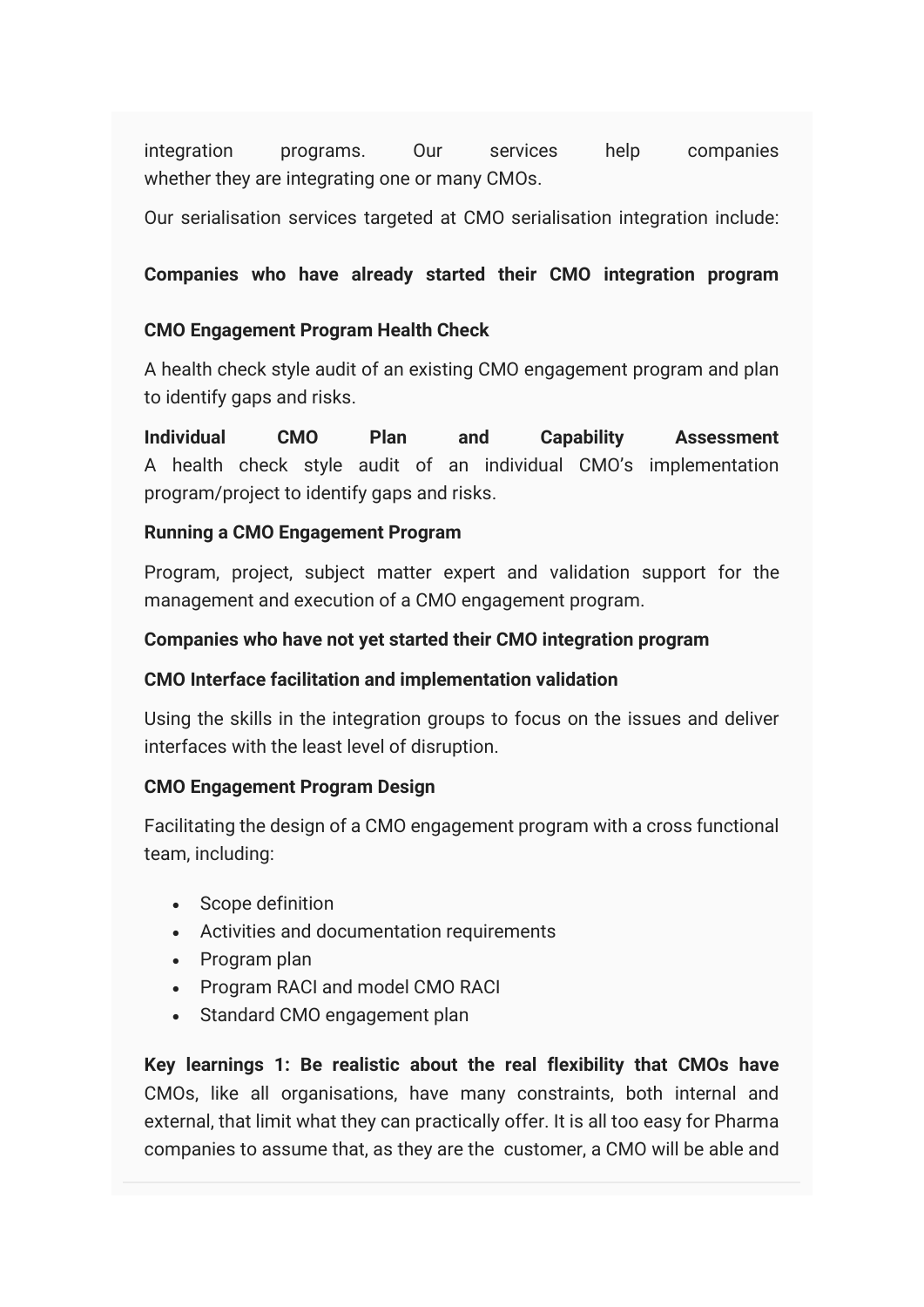integration programs. Our services help companies whether they are integrating one or many CMOs.

Our serialisation services targeted at CMO serialisation integration include:

**Companies who have already started their CMO integration program**

**CMO Engagement Program Health Check**

A health check style audit of an existing CMO engagement program and plan to identify gaps and risks.

**Individual CMO Plan and Capability Assessment**
A health check style audit of an individual CMO's implementation program/project to identify gaps and risks.

**Running a CMO Engagement Program**

Program, project, subject matter expert and validation support for the management and execution of a CMO engagement program.

**Companies who have not yet started their CMO integration program**

**CMO Interface facilitation and implementation validation**

Using the skills in the integration groups to focus on the issues and deliver interfaces with the least level of disruption.

**CMO Engagement Program Design**

Facilitating the design of a CMO engagement program with a cross functional team, including:

- Scope definition
- Activities and documentation requirements
- Program plan
- Program RACI and model CMO RACI
- Standard CMO engagement plan

**Key learnings 1: Be realistic about the real flexibility that CMOs have**
CMOs, like all organisations, have many constraints, both internal and external, that limit what they can practically offer. It is all too easy for Pharma companies to assume that, as they are the customer, a CMO will be able and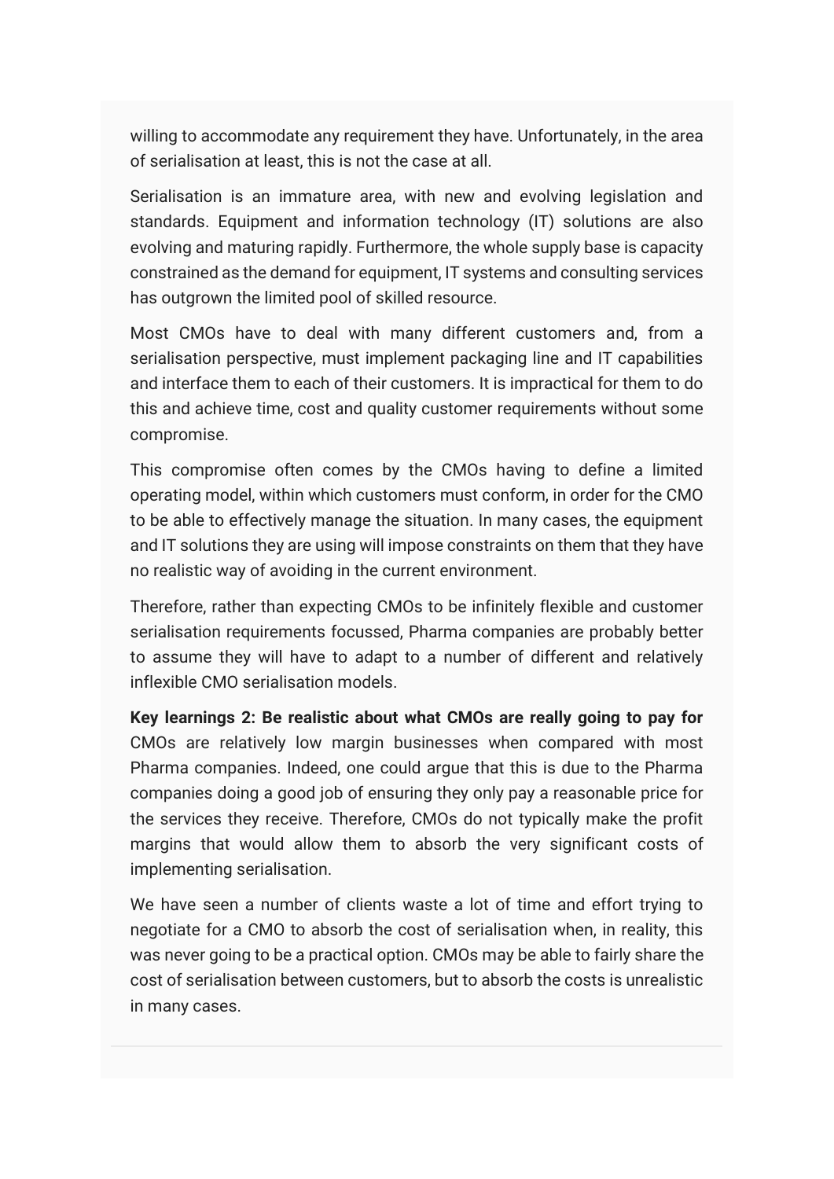willing to accommodate any requirement they have. Unfortunately, in the area of serialisation at least, this is not the case at all.

Serialisation is an immature area, with new and evolving legislation and standards. Equipment and information technology (IT) solutions are also evolving and maturing rapidly. Furthermore, the whole supply base is capacity constrained as the demand for equipment, IT systems and consulting services has outgrown the limited pool of skilled resource.

Most CMOs have to deal with many different customers and, from a serialisation perspective, must implement packaging line and IT capabilities and interface them to each of their customers. It is impractical for them to do this and achieve time, cost and quality customer requirements without some compromise.

This compromise often comes by the CMOs having to define a limited operating model, within which customers must conform, in order for the CMO to be able to effectively manage the situation. In many cases, the equipment and IT solutions they are using will impose constraints on them that they have no realistic way of avoiding in the current environment.

Therefore, rather than expecting CMOs to be infinitely flexible and customer serialisation requirements focussed, Pharma companies are probably better to assume they will have to adapt to a number of different and relatively inflexible CMO serialisation models.

**Key learnings 2: Be realistic about what CMOs are really going to pay for** CMOs are relatively low margin businesses when compared with most Pharma companies. Indeed, one could argue that this is due to the Pharma companies doing a good job of ensuring they only pay a reasonable price for the services they receive. Therefore, CMOs do not typically make the profit margins that would allow them to absorb the very significant costs of implementing serialisation.

We have seen a number of clients waste a lot of time and effort trying to negotiate for a CMO to absorb the cost of serialisation when, in reality, this was never going to be a practical option. CMOs may be able to fairly share the cost of serialisation between customers, but to absorb the costs is unrealistic in many cases.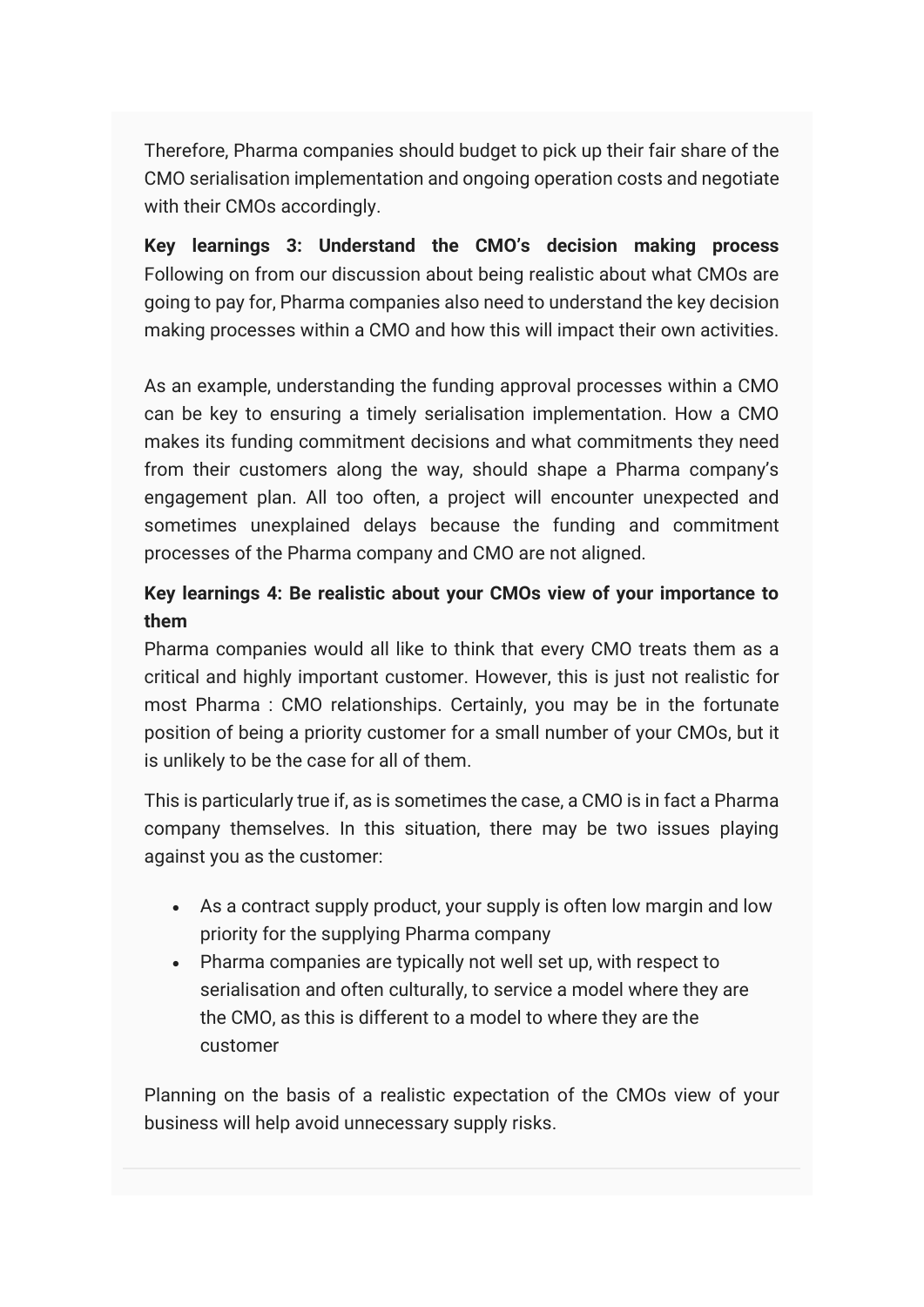Therefore, Pharma companies should budget to pick up their fair share of the CMO serialisation implementation and ongoing operation costs and negotiate with their CMOs accordingly.

**Key learnings 3: Understand the CMO's decision making process**
Following on from our discussion about being realistic about what CMOs are going to pay for, Pharma companies also need to understand the key decision making processes within a CMO and how this will impact their own activities.

As an example, understanding the funding approval processes within a CMO can be key to ensuring a timely serialisation implementation. How a CMO makes its funding commitment decisions and what commitments they need from their customers along the way, should shape a Pharma company's engagement plan. All too often, a project will encounter unexpected and sometimes unexplained delays because the funding and commitment processes of the Pharma company and CMO are not aligned.

**Key learnings 4: Be realistic about your CMOs view of your importance to them**
Pharma companies would all like to think that every CMO treats them as a critical and highly important customer. However, this is just not realistic for most Pharma : CMO relationships. Certainly, you may be in the fortunate position of being a priority customer for a small number of your CMOs, but it is unlikely to be the case for all of them.

This is particularly true if, as is sometimes the case, a CMO is in fact a Pharma company themselves. In this situation, there may be two issues playing against you as the customer:

- As a contract supply product, your supply is often low margin and low priority for the supplying Pharma company
- Pharma companies are typically not well set up, with respect to serialisation and often culturally, to service a model where they are the CMO, as this is different to a model to where they are the customer

Planning on the basis of a realistic expectation of the CMOs view of your business will help avoid unnecessary supply risks.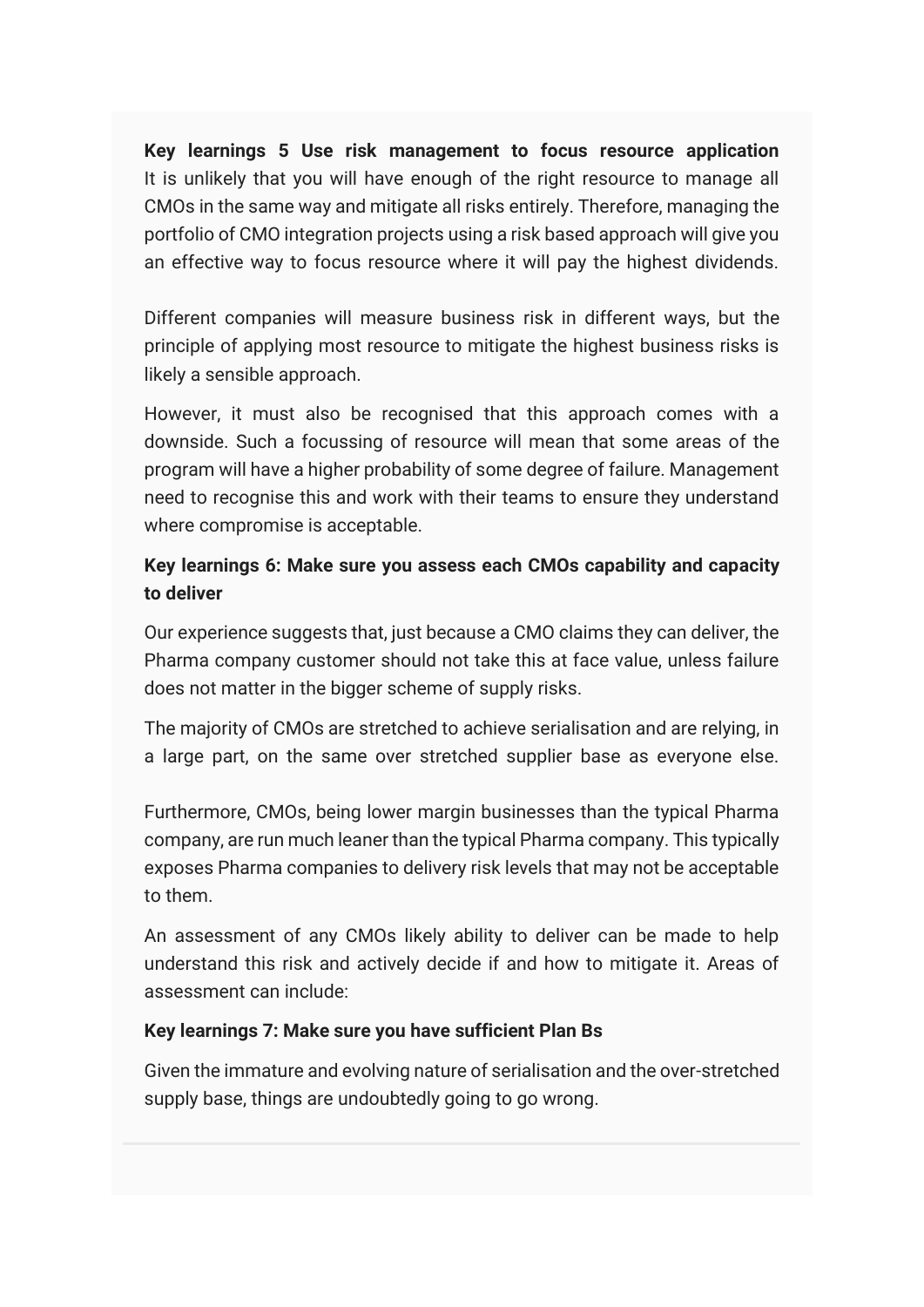**Key learnings 5 Use risk management to focus resource application**
It is unlikely that you will have enough of the right resource to manage all CMOs in the same way and mitigate all risks entirely. Therefore, managing the portfolio of CMO integration projects using a risk based approach will give you an effective way to focus resource where it will pay the highest dividends.

Different companies will measure business risk in different ways, but the principle of applying most resource to mitigate the highest business risks is likely a sensible approach.

However, it must also be recognised that this approach comes with a downside. Such a focussing of resource will mean that some areas of the program will have a higher probability of some degree of failure. Management need to recognise this and work with their teams to ensure they understand where compromise is acceptable.

**Key learnings 6: Make sure you assess each CMOs capability and capacity to deliver**

Our experience suggests that, just because a CMO claims they can deliver, the Pharma company customer should not take this at face value, unless failure does not matter in the bigger scheme of supply risks.

The majority of CMOs are stretched to achieve serialisation and are relying, in a large part, on the same over stretched supplier base as everyone else.

Furthermore, CMOs, being lower margin businesses than the typical Pharma company, are run much leaner than the typical Pharma company. This typically exposes Pharma companies to delivery risk levels that may not be acceptable to them.

An assessment of any CMOs likely ability to deliver can be made to help understand this risk and actively decide if and how to mitigate it. Areas of assessment can include:

**Key learnings 7: Make sure you have sufficient Plan Bs**

Given the immature and evolving nature of serialisation and the over-stretched supply base, things are undoubtedly going to go wrong.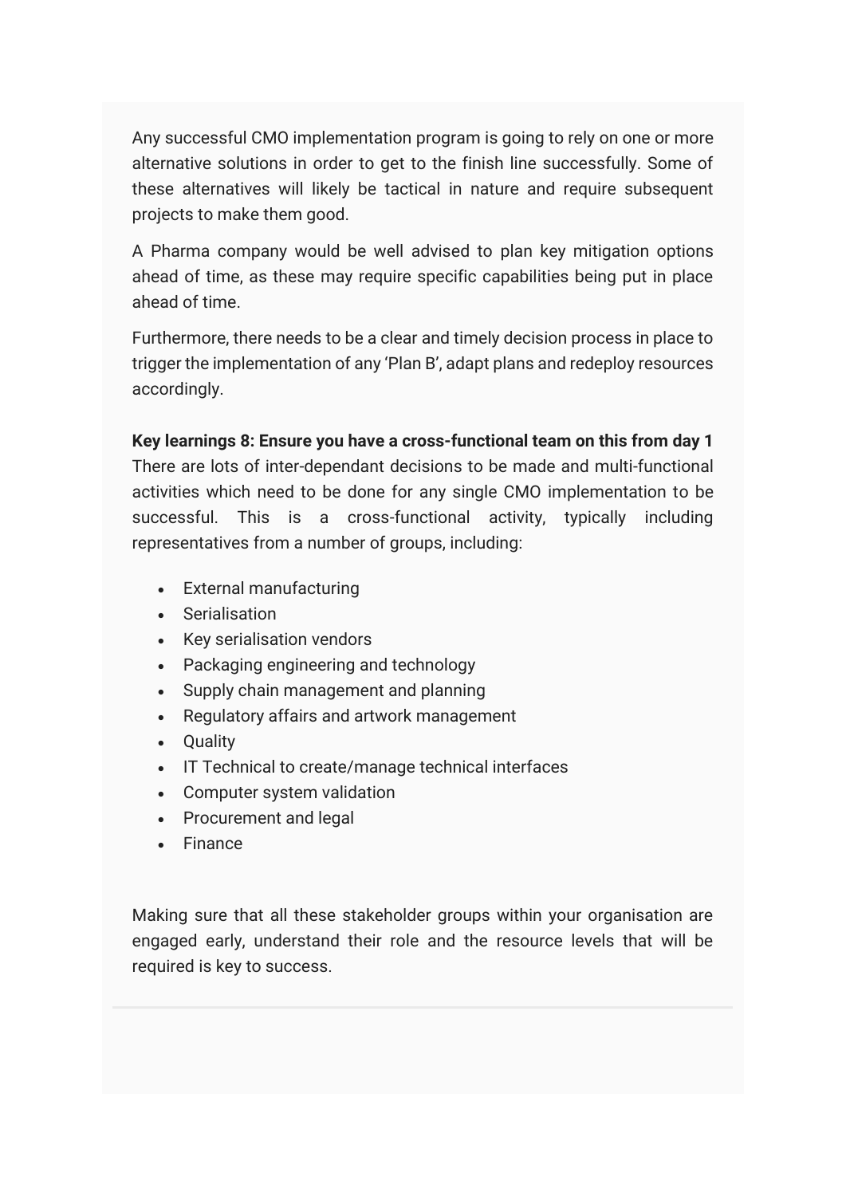Any successful CMO implementation program is going to rely on one or more alternative solutions in order to get to the finish line successfully. Some of these alternatives will likely be tactical in nature and require subsequent projects to make them good.

A Pharma company would be well advised to plan key mitigation options ahead of time, as these may require specific capabilities being put in place ahead of time.

Furthermore, there needs to be a clear and timely decision process in place to trigger the implementation of any 'Plan B', adapt plans and redeploy resources accordingly.

**Key learnings 8: Ensure you have a cross-functional team on this from day 1**
There are lots of inter-dependant decisions to be made and multi-functional activities which need to be done for any single CMO implementation to be successful. This is a cross-functional activity, typically including representatives from a number of groups, including:

- External manufacturing
- Serialisation
- Key serialisation vendors
- Packaging engineering and technology
- Supply chain management and planning
- Regulatory affairs and artwork management
- Quality
- IT Technical to create/manage technical interfaces
- Computer system validation
- Procurement and legal
- Finance

Making sure that all these stakeholder groups within your organisation are engaged early, understand their role and the resource levels that will be required is key to success.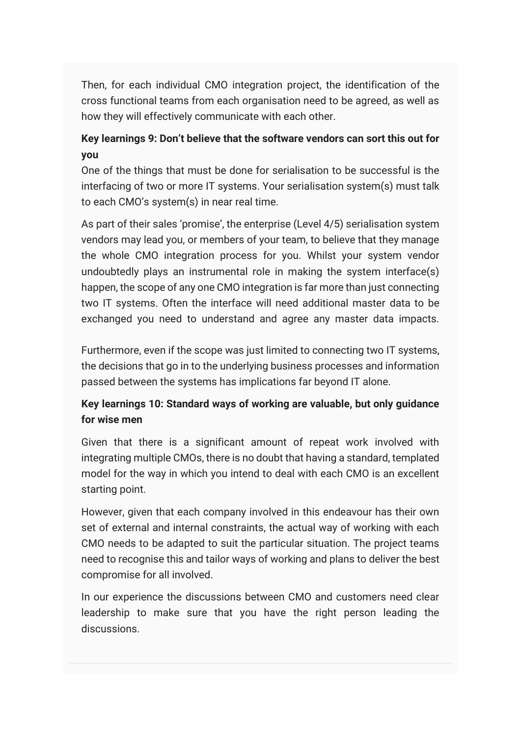Then, for each individual CMO integration project, the identification of the cross functional teams from each organisation need to be agreed, as well as how they will effectively communicate with each other.

**Key learnings 9: Don't believe that the software vendors can sort this out for you**

One of the things that must be done for serialisation to be successful is the interfacing of two or more IT systems. Your serialisation system(s) must talk to each CMO's system(s) in near real time.

As part of their sales 'promise', the enterprise (Level 4/5) serialisation system vendors may lead you, or members of your team, to believe that they manage the whole CMO integration process for you. Whilst your system vendor undoubtedly plays an instrumental role in making the system interface(s) happen, the scope of any one CMO integration is far more than just connecting two IT systems. Often the interface will need additional master data to be exchanged you need to understand and agree any master data impacts.

Furthermore, even if the scope was just limited to connecting two IT systems, the decisions that go in to the underlying business processes and information passed between the systems has implications far beyond IT alone.

**Key learnings 10: Standard ways of working are valuable, but only guidance for wise men**

Given that there is a significant amount of repeat work involved with integrating multiple CMOs, there is no doubt that having a standard, templated model for the way in which you intend to deal with each CMO is an excellent starting point.

However, given that each company involved in this endeavour has their own set of external and internal constraints, the actual way of working with each CMO needs to be adapted to suit the particular situation. The project teams need to recognise this and tailor ways of working and plans to deliver the best compromise for all involved.

In our experience the discussions between CMO and customers need clear leadership to make sure that you have the right person leading the discussions.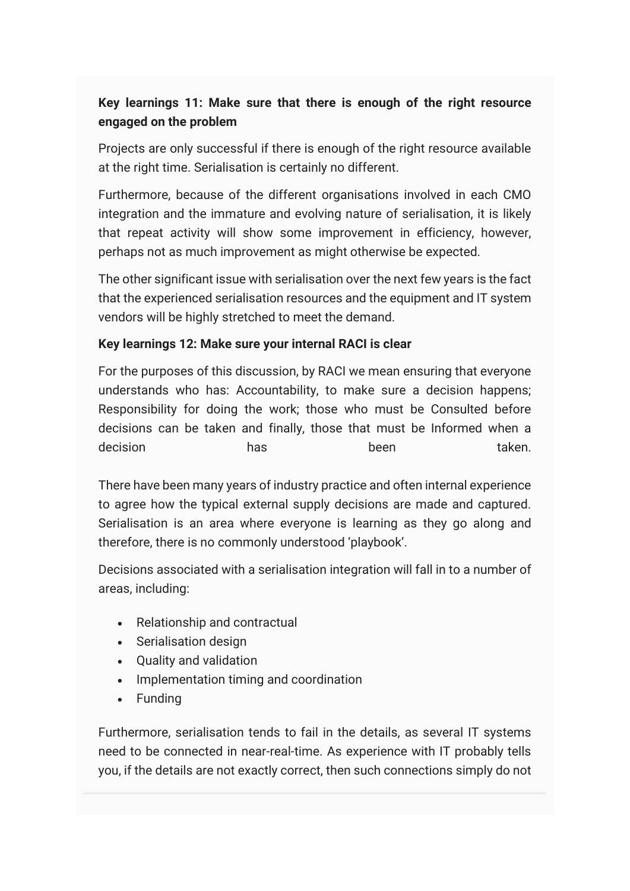**Key learnings 11: Make sure that there is enough of the right resource engaged on the problem**

Projects are only successful if there is enough of the right resource available at the right time. Serialisation is certainly no different.

Furthermore, because of the different organisations involved in each CMO integration and the immature and evolving nature of serialisation, it is likely that repeat activity will show some improvement in efficiency, however, perhaps not as much improvement as might otherwise be expected.

The other significant issue with serialisation over the next few years is the fact that the experienced serialisation resources and the equipment and IT system vendors will be highly stretched to meet the demand.

**Key learnings 12: Make sure your internal RACI is clear**

For the purposes of this discussion, by RACI we mean ensuring that everyone understands who has: Accountability, to make sure a decision happens; Responsibility for doing the work; those who must be Consulted before decisions can be taken and finally, those that must be Informed when a decision has been taken.

There have been many years of industry practice and often internal experience to agree how the typical external supply decisions are made and captured. Serialisation is an area where everyone is learning as they go along and therefore, there is no commonly understood 'playbook'.

Decisions associated with a serialisation integration will fall in to a number of areas, including:

- Relationship and contractual
- Serialisation design
- Quality and validation
- Implementation timing and coordination
- Funding

Furthermore, serialisation tends to fail in the details, as several IT systems need to be connected in near-real-time. As experience with IT probably tells you, if the details are not exactly correct, then such connections simply do not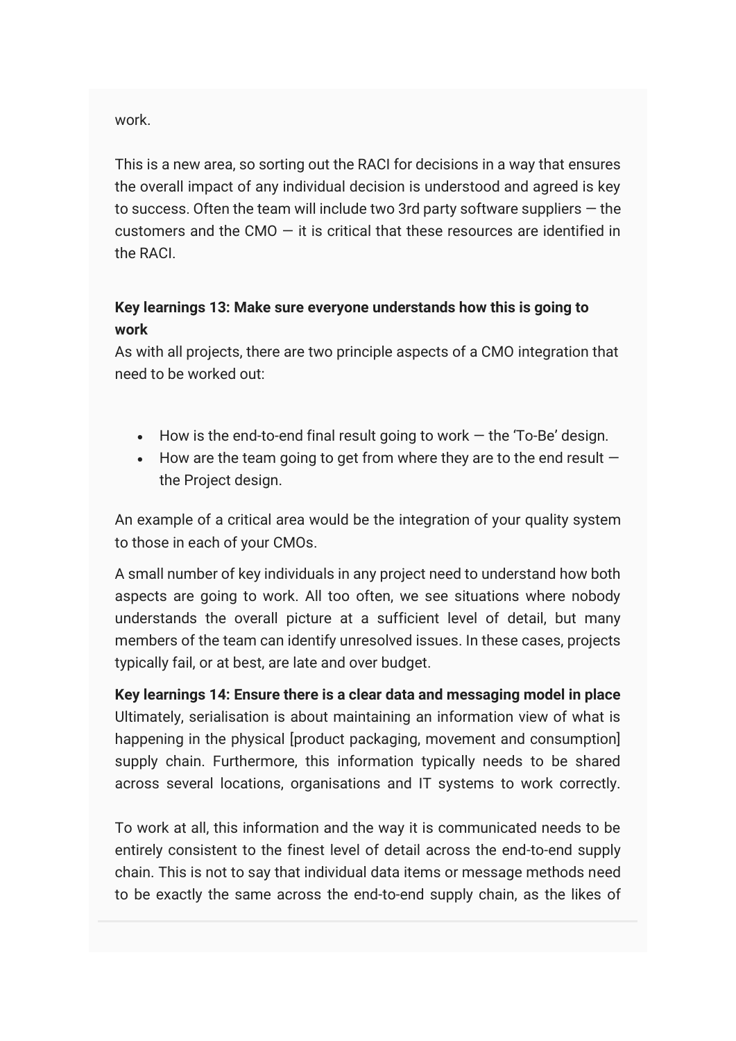work.

This is a new area, so sorting out the RACI for decisions in a way that ensures the overall impact of any individual decision is understood and agreed is key to success. Often the team will include two 3rd party software suppliers — the customers and the CMO — it is critical that these resources are identified in the RACI.

**Key learnings 13: Make sure everyone understands how this is going to work**
As with all projects, there are two principle aspects of a CMO integration that need to be worked out:

- How is the end-to-end final result going to work — the 'To-Be' design.
- How are the team going to get from where they are to the end result — the Project design.

An example of a critical area would be the integration of your quality system to those in each of your CMOs.

A small number of key individuals in any project need to understand how both aspects are going to work. All too often, we see situations where nobody understands the overall picture at a sufficient level of detail, but many members of the team can identify unresolved issues. In these cases, projects typically fail, or at best, are late and over budget.

**Key learnings 14: Ensure there is a clear data and messaging model in place**
Ultimately, serialisation is about maintaining an information view of what is happening in the physical [product packaging, movement and consumption] supply chain. Furthermore, this information typically needs to be shared across several locations, organisations and IT systems to work correctly.

To work at all, this information and the way it is communicated needs to be entirely consistent to the finest level of detail across the end-to-end supply chain. This is not to say that individual data items or message methods need to be exactly the same across the end-to-end supply chain, as the likes of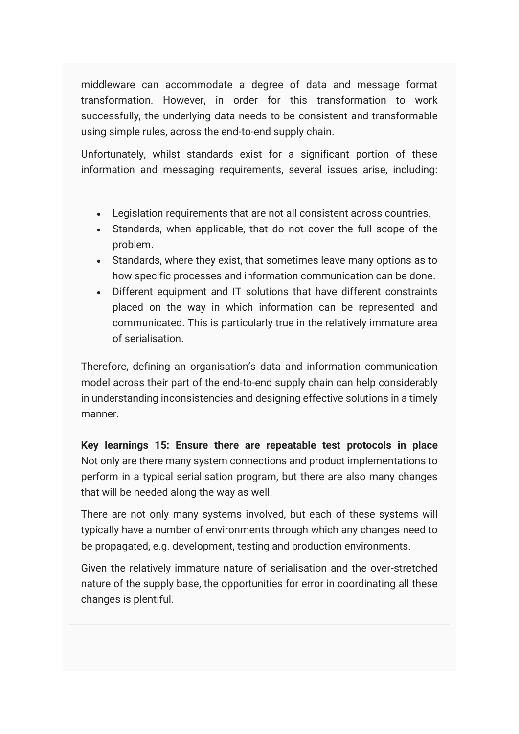middleware can accommodate a degree of data and message format transformation. However, in order for this transformation to work successfully, the underlying data needs to be consistent and transformable using simple rules, across the end-to-end supply chain.

Unfortunately, whilst standards exist for a significant portion of these information and messaging requirements, several issues arise, including:

- Legislation requirements that are not all consistent across countries.
- Standards, when applicable, that do not cover the full scope of the problem.
- Standards, where they exist, that sometimes leave many options as to how specific processes and information communication can be done.
- Different equipment and IT solutions that have different constraints placed on the way in which information can be represented and communicated. This is particularly true in the relatively immature area of serialisation.

Therefore, defining an organisation's data and information communication model across their part of the end-to-end supply chain can help considerably in understanding inconsistencies and designing effective solutions in a timely manner.

**Key learnings 15: Ensure there are repeatable test protocols in place** Not only are there many system connections and product implementations to perform in a typical serialisation program, but there are also many changes that will be needed along the way as well.

There are not only many systems involved, but each of these systems will typically have a number of environments through which any changes need to be propagated, e.g. development, testing and production environments.

Given the relatively immature nature of serialisation and the over-stretched nature of the supply base, the opportunities for error in coordinating all these changes is plentiful.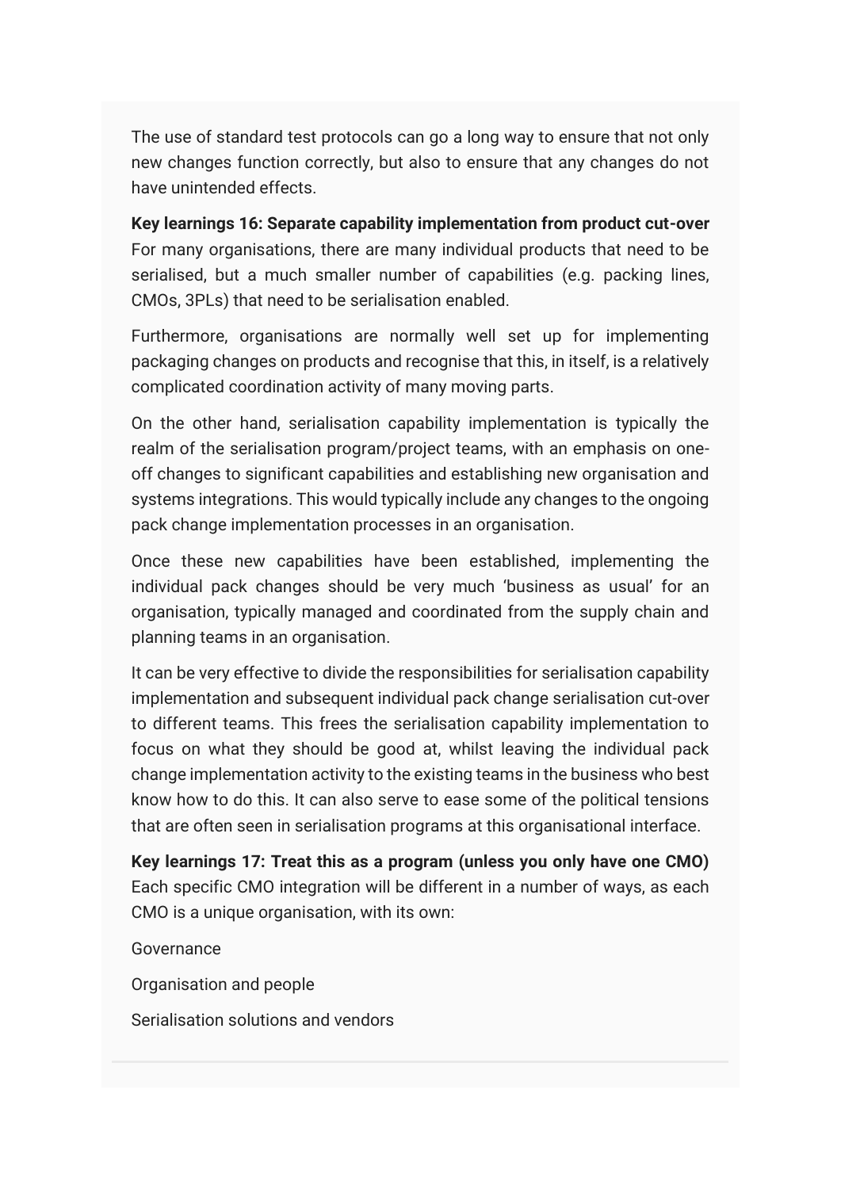The use of standard test protocols can go a long way to ensure that not only new changes function correctly, but also to ensure that any changes do not have unintended effects.

**Key learnings 16: Separate capability implementation from product cut-over**
For many organisations, there are many individual products that need to be serialised, but a much smaller number of capabilities (e.g. packing lines, CMOs, 3PLs) that need to be serialisation enabled.

Furthermore, organisations are normally well set up for implementing packaging changes on products and recognise that this, in itself, is a relatively complicated coordination activity of many moving parts.

On the other hand, serialisation capability implementation is typically the realm of the serialisation program/project teams, with an emphasis on one-off changes to significant capabilities and establishing new organisation and systems integrations. This would typically include any changes to the ongoing pack change implementation processes in an organisation.

Once these new capabilities have been established, implementing the individual pack changes should be very much 'business as usual' for an organisation, typically managed and coordinated from the supply chain and planning teams in an organisation.

It can be very effective to divide the responsibilities for serialisation capability implementation and subsequent individual pack change serialisation cut-over to different teams. This frees the serialisation capability implementation to focus on what they should be good at, whilst leaving the individual pack change implementation activity to the existing teams in the business who best know how to do this. It can also serve to ease some of the political tensions that are often seen in serialisation programs at this organisational interface.

**Key learnings 17: Treat this as a program (unless you only have one CMO)**
Each specific CMO integration will be different in a number of ways, as each CMO is a unique organisation, with its own:

Governance

Organisation and people

Serialisation solutions and vendors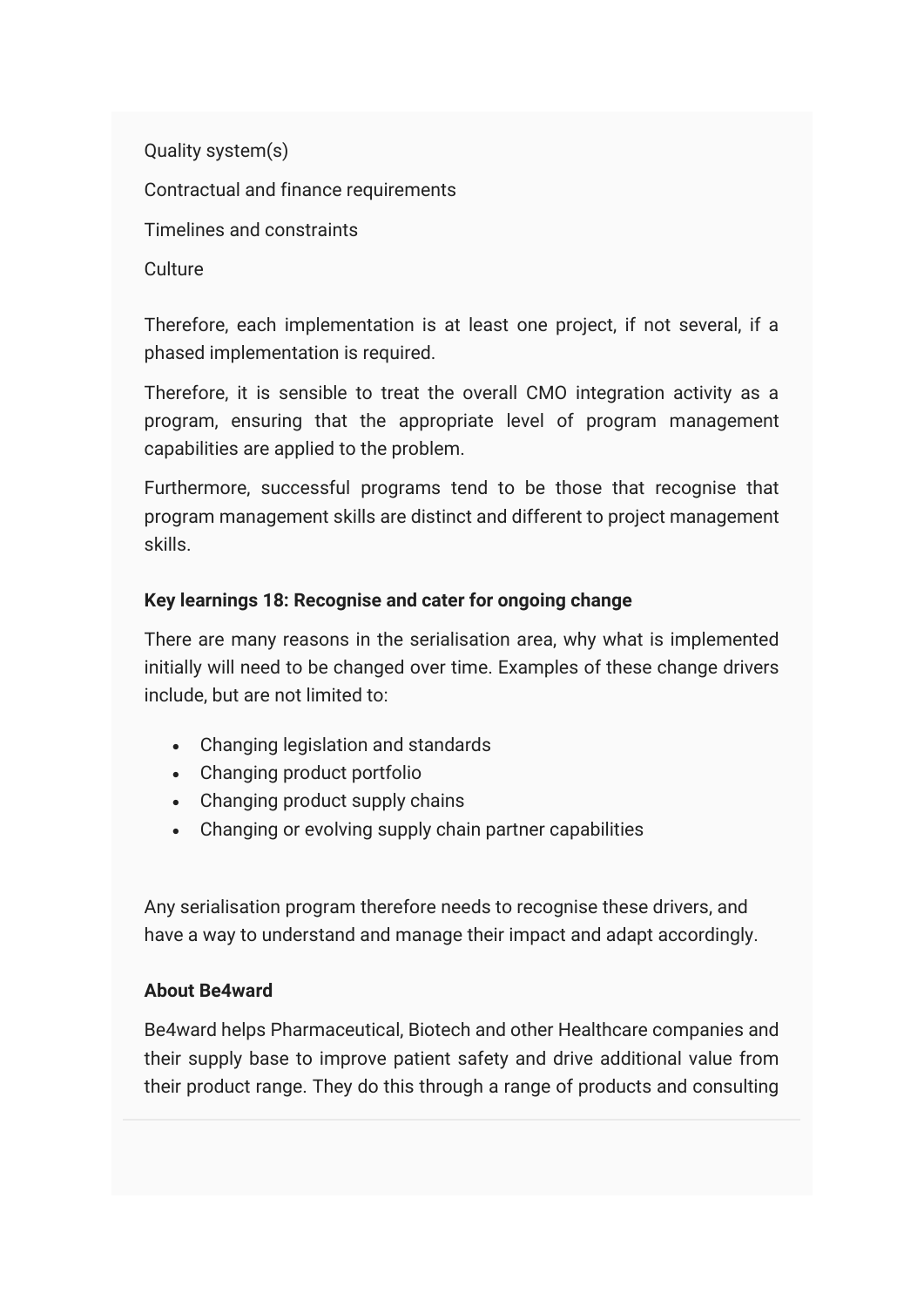Quality system(s)

Contractual and finance requirements

Timelines and constraints

Culture

Therefore, each implementation is at least one project, if not several, if a phased implementation is required.

Therefore, it is sensible to treat the overall CMO integration activity as a program, ensuring that the appropriate level of program management capabilities are applied to the problem.

Furthermore, successful programs tend to be those that recognise that program management skills are distinct and different to project management skills.

**Key learnings 18: Recognise and cater for ongoing change**

There are many reasons in the serialisation area, why what is implemented initially will need to be changed over time. Examples of these change drivers include, but are not limited to:

- Changing legislation and standards
- Changing product portfolio
- Changing product supply chains
- Changing or evolving supply chain partner capabilities

Any serialisation program therefore needs to recognise these drivers, and have a way to understand and manage their impact and adapt accordingly.

**About Be4ward**

Be4ward helps Pharmaceutical, Biotech and other Healthcare companies and their supply base to improve patient safety and drive additional value from their product range. They do this through a range of products and consulting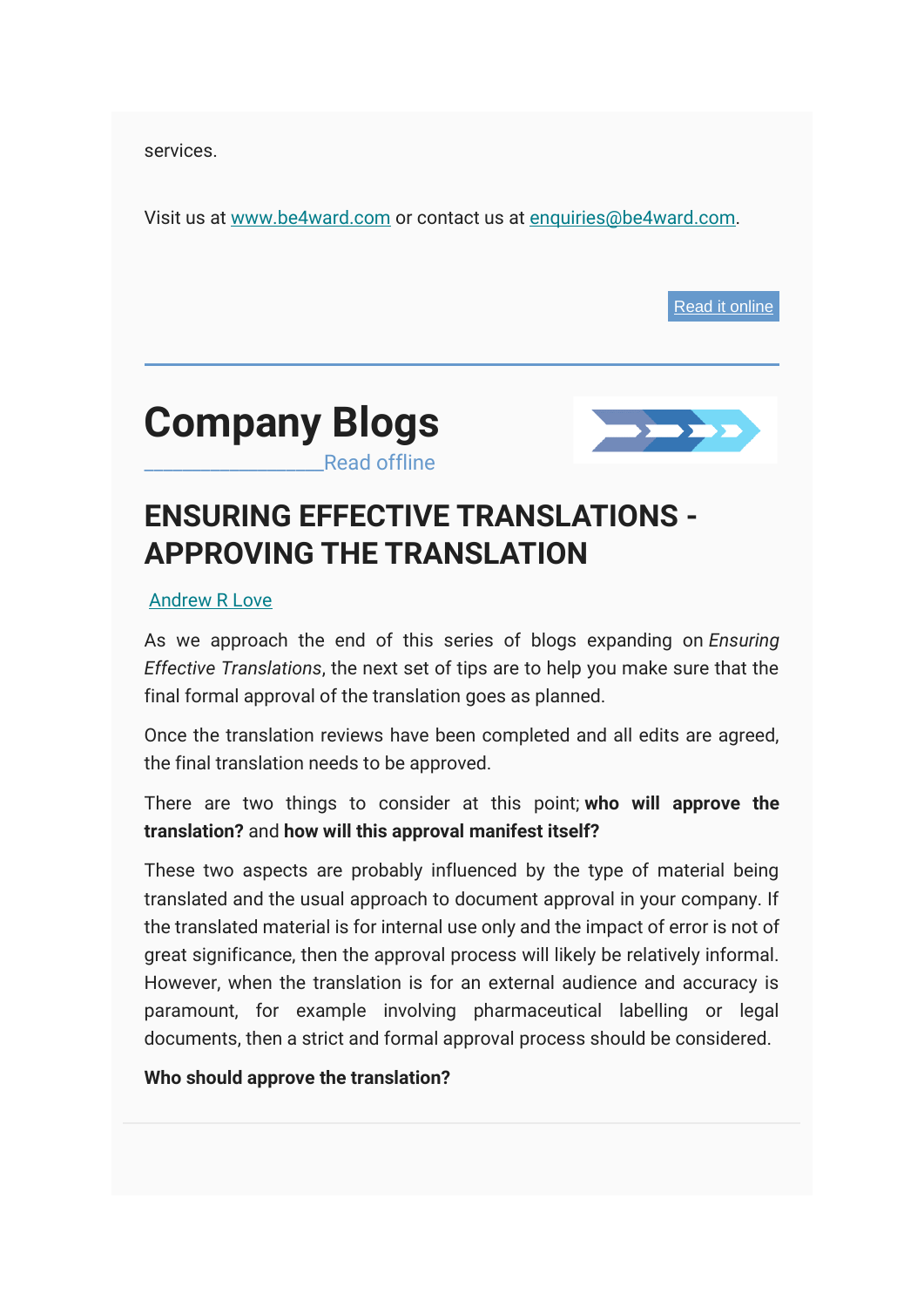services.

Visit us at [www.be4ward.com](http://www.be4ward.com) or contact us at [enquiries@be4ward.com](mailto:enquiries@be4ward.com).

[Read it online]

---

# Company Blogs

________________Read offline

## ENSURING EFFECTIVE TRANSLATIONS - APPROVING THE TRANSLATION

Andrew R Love

As we approach the end of this series of blogs expanding on *Ensuring Effective Translations*, the next set of tips are to help you make sure that the final formal approval of the translation goes as planned.

Once the translation reviews have been completed and all edits are agreed, the final translation needs to be approved.

There are two things to consider at this point; **who will approve the translation?** and **how will this approval manifest itself?**

These two aspects are probably influenced by the type of material being translated and the usual approach to document approval in your company. If the translated material is for internal use only and the impact of error is not of great significance, then the approval process will likely be relatively informal. However, when the translation is for an external audience and accuracy is paramount, for example involving pharmaceutical labelling or legal documents, then a strict and formal approval process should be considered.

**Who should approve the translation?**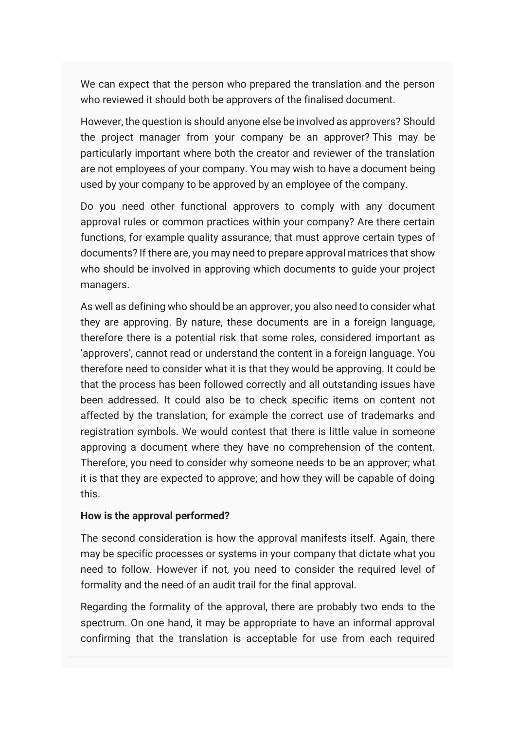We can expect that the person who prepared the translation and the person who reviewed it should both be approvers of the finalised document.

However, the question is should anyone else be involved as approvers? Should the project manager from your company be an approver? This may be particularly important where both the creator and reviewer of the translation are not employees of your company. You may wish to have a document being used by your company to be approved by an employee of the company.

Do you need other functional approvers to comply with any document approval rules or common practices within your company? Are there certain functions, for example quality assurance, that must approve certain types of documents? If there are, you may need to prepare approval matrices that show who should be involved in approving which documents to guide your project managers.

As well as defining who should be an approver, you also need to consider what they are approving. By nature, these documents are in a foreign language, therefore there is a potential risk that some roles, considered important as 'approvers', cannot read or understand the content in a foreign language. You therefore need to consider what it is that they would be approving. It could be that the process has been followed correctly and all outstanding issues have been addressed. It could also be to check specific items on content not affected by the translation, for example the correct use of trademarks and registration symbols. We would contest that there is little value in someone approving a document where they have no comprehension of the content. Therefore, you need to consider why someone needs to be an approver; what it is that they are expected to approve; and how they will be capable of doing this.

**How is the approval performed?**

The second consideration is how the approval manifests itself. Again, there may be specific processes or systems in your company that dictate what you need to follow. However if not, you need to consider the required level of formality and the need of an audit trail for the final approval.

Regarding the formality of the approval, there are probably two ends to the spectrum. On one hand, it may be appropriate to have an informal approval confirming that the translation is acceptable for use from each required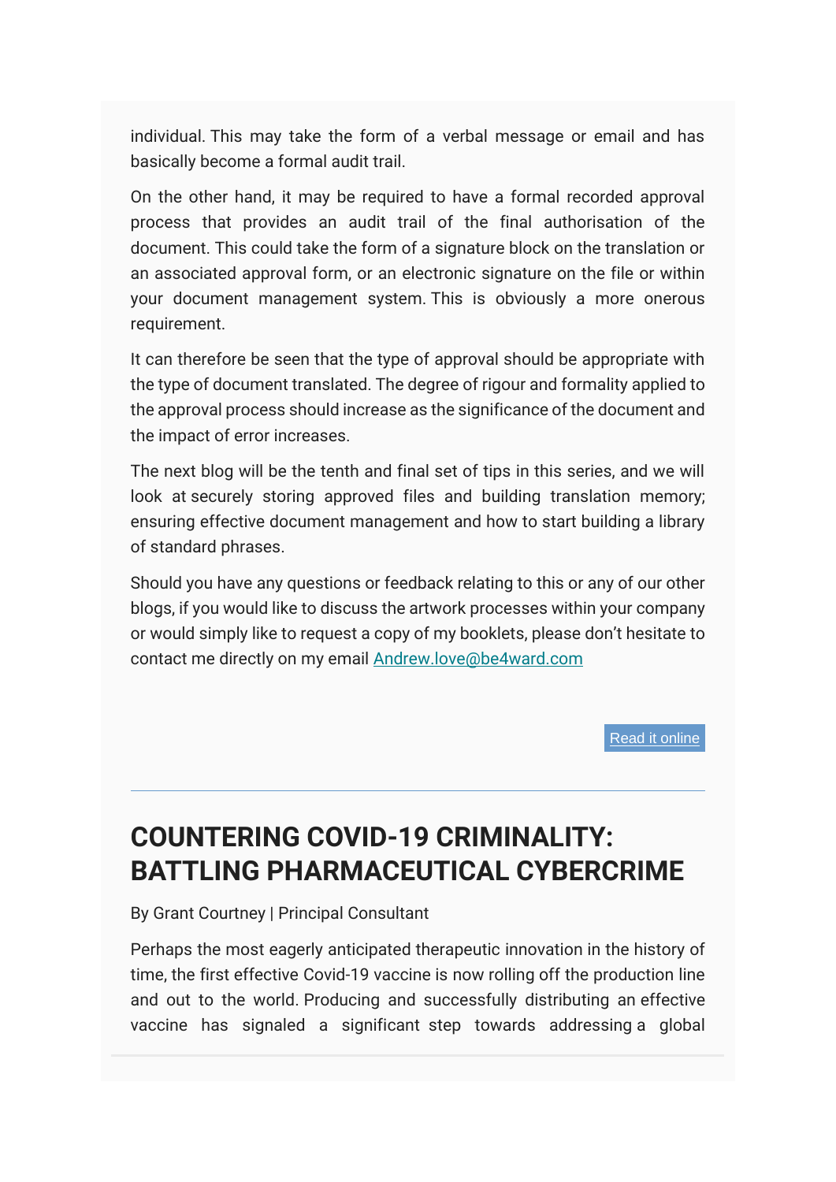individual. This may take the form of a verbal message or email and has basically become a formal audit trail.

On the other hand, it may be required to have a formal recorded approval process that provides an audit trail of the final authorisation of the document. This could take the form of a signature block on the translation or an associated approval form, or an electronic signature on the file or within your document management system. This is obviously a more onerous requirement.

It can therefore be seen that the type of approval should be appropriate with the type of document translated. The degree of rigour and formality applied to the approval process should increase as the significance of the document and the impact of error increases.

The next blog will be the tenth and final set of tips in this series, and we will look at securely storing approved files and building translation memory; ensuring effective document management and how to start building a library of standard phrases.

Should you have any questions or feedback relating to this or any of our other blogs, if you would like to discuss the artwork processes within your company or would simply like to request a copy of my booklets, please don't hesitate to contact me directly on my email Andrew.love@be4ward.com

Read it online

---

# COUNTERING COVID-19 CRIMINALITY: BATTLING PHARMACEUTICAL CYBERCRIME

By Grant Courtney | Principal Consultant

Perhaps the most eagerly anticipated therapeutic innovation in the history of time, the first effective Covid-19 vaccine is now rolling off the production line and out to the world. Producing and successfully distributing an effective vaccine has signaled a significant step towards addressing a global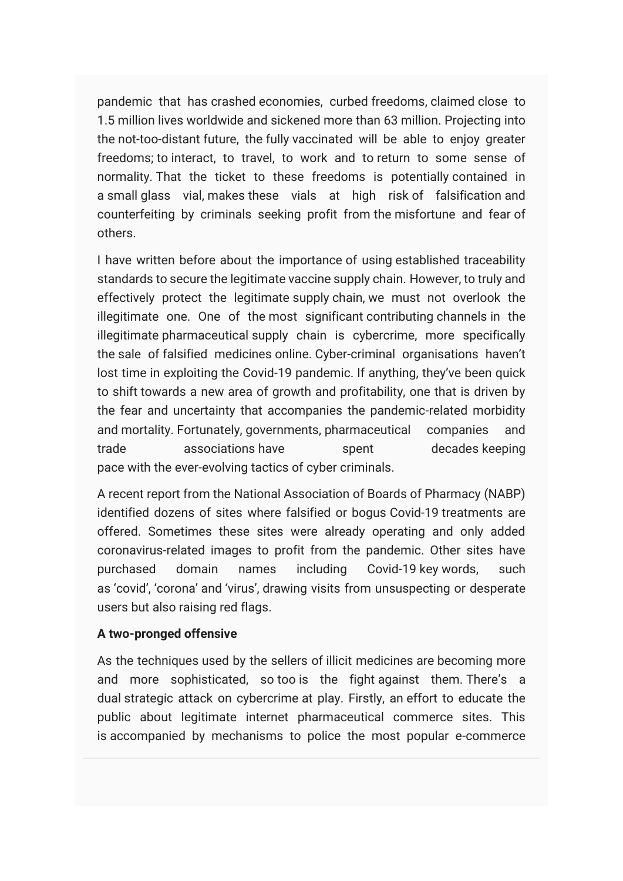pandemic that has crashed economies, curbed freedoms, claimed close to 1.5 million lives worldwide and sickened more than 63 million. Projecting into the not-too-distant future, the fully vaccinated will be able to enjoy greater freedoms; to interact, to travel, to work and to return to some sense of normality. That the ticket to these freedoms is potentially contained in a small glass vial, makes these vials at high risk of falsification and counterfeiting by criminals seeking profit from the misfortune and fear of others.

I have written before about the importance of using established traceability standards to secure the legitimate vaccine supply chain. However, to truly and effectively protect the legitimate supply chain, we must not overlook the illegitimate one. One of the most significant contributing channels in the illegitimate pharmaceutical supply chain is cybercrime, more specifically the sale of falsified medicines online. Cyber-criminal organisations haven't lost time in exploiting the Covid-19 pandemic. If anything, they've been quick to shift towards a new area of growth and profitability, one that is driven by the fear and uncertainty that accompanies the pandemic-related morbidity and mortality. Fortunately, governments, pharmaceutical companies and trade associations have spent decades keeping pace with the ever-evolving tactics of cyber criminals.

A recent report from the National Association of Boards of Pharmacy (NABP) identified dozens of sites where falsified or bogus Covid-19 treatments are offered. Sometimes these sites were already operating and only added coronavirus-related images to profit from the pandemic. Other sites have purchased domain names including Covid-19 key words, such as 'covid', 'corona' and 'virus', drawing visits from unsuspecting or desperate users but also raising red flags.

**A two-pronged offensive**

As the techniques used by the sellers of illicit medicines are becoming more and more sophisticated, so too is the fight against them. There's a dual strategic attack on cybercrime at play. Firstly, an effort to educate the public about legitimate internet pharmaceutical commerce sites. This is accompanied by mechanisms to police the most popular e-commerce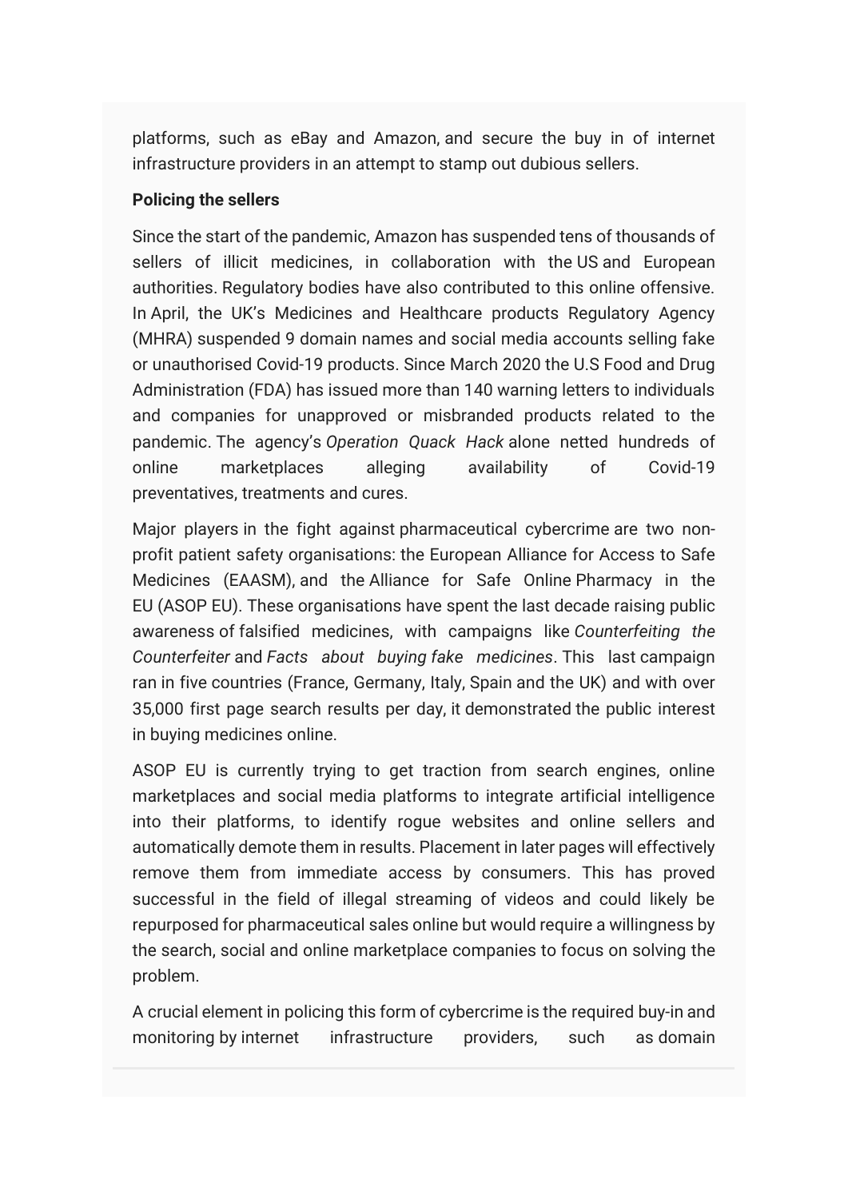platforms, such as eBay and Amazon, and secure the buy in of internet infrastructure providers in an attempt to stamp out dubious sellers.

**Policing the sellers**

Since the start of the pandemic, Amazon has suspended tens of thousands of sellers of illicit medicines, in collaboration with the US and European authorities. Regulatory bodies have also contributed to this online offensive. In April, the UK's Medicines and Healthcare products Regulatory Agency (MHRA) suspended 9 domain names and social media accounts selling fake or unauthorised Covid-19 products. Since March 2020 the U.S Food and Drug Administration (FDA) has issued more than 140 warning letters to individuals and companies for unapproved or misbranded products related to the pandemic. The agency's *Operation Quack Hack* alone netted hundreds of online marketplaces alleging availability of Covid-19 preventatives, treatments and cures.

Major players in the fight against pharmaceutical cybercrime are two non-profit patient safety organisations: the European Alliance for Access to Safe Medicines (EAASM), and the Alliance for Safe Online Pharmacy in the EU (ASOP EU). These organisations have spent the last decade raising public awareness of falsified medicines, with campaigns like *Counterfeiting the Counterfeiter* and *Facts about buying fake medicines*. This last campaign ran in five countries (France, Germany, Italy, Spain and the UK) and with over 35,000 first page search results per day, it demonstrated the public interest in buying medicines online.

ASOP EU is currently trying to get traction from search engines, online marketplaces and social media platforms to integrate artificial intelligence into their platforms, to identify rogue websites and online sellers and automatically demote them in results. Placement in later pages will effectively remove them from immediate access by consumers. This has proved successful in the field of illegal streaming of videos and could likely be repurposed for pharmaceutical sales online but would require a willingness by the search, social and online marketplace companies to focus on solving the problem.

A crucial element in policing this form of cybercrime is the required buy-in and monitoring by internet infrastructure providers, such as domain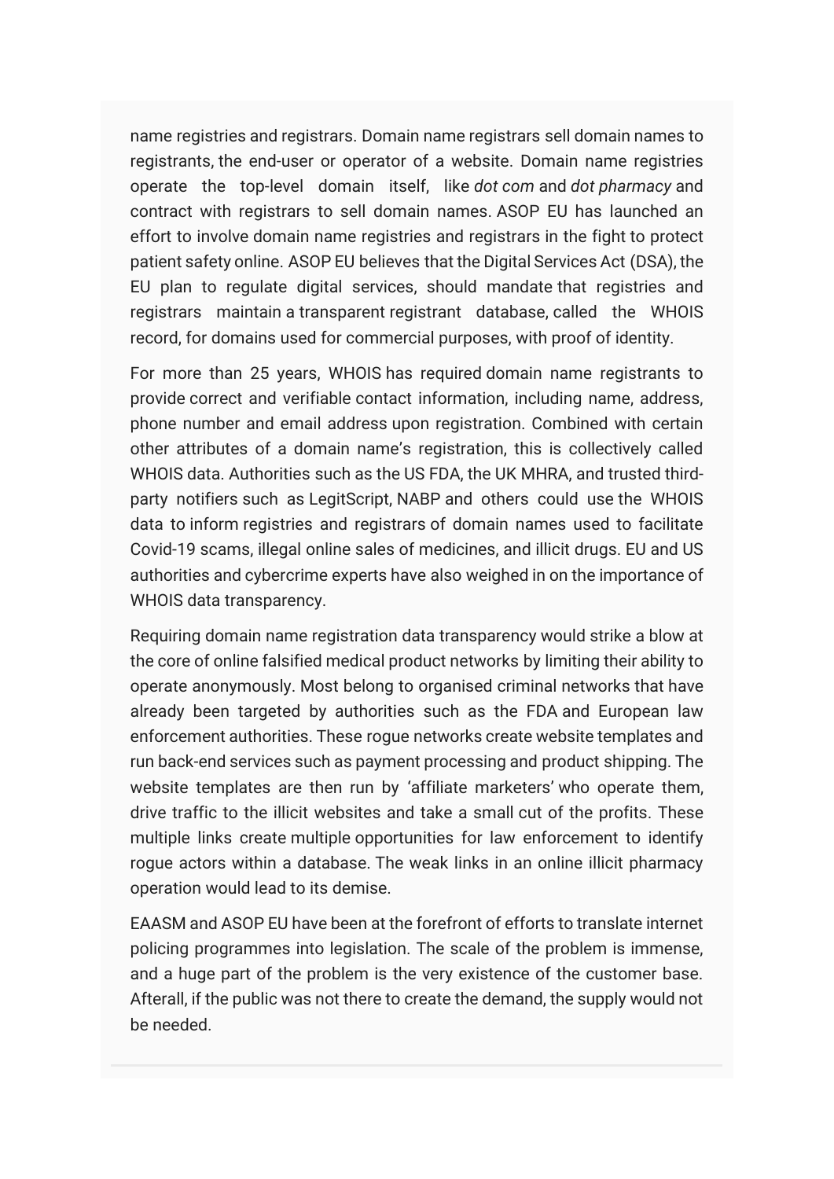name registries and registrars. Domain name registrars sell domain names to registrants, the end-user or operator of a website. Domain name registries operate the top-level domain itself, like *dot com* and *dot pharmacy* and contract with registrars to sell domain names. ASOP EU has launched an effort to involve domain name registries and registrars in the fight to protect patient safety online. ASOP EU believes that the Digital Services Act (DSA), the EU plan to regulate digital services, should mandate that registries and registrars maintain a transparent registrant database, called the WHOIS record, for domains used for commercial purposes, with proof of identity.

For more than 25 years, WHOIS has required domain name registrants to provide correct and verifiable contact information, including name, address, phone number and email address upon registration. Combined with certain other attributes of a domain name's registration, this is collectively called WHOIS data. Authorities such as the US FDA, the UK MHRA, and trusted third-party notifiers such as LegitScript, NABP and others could use the WHOIS data to inform registries and registrars of domain names used to facilitate Covid-19 scams, illegal online sales of medicines, and illicit drugs. EU and US authorities and cybercrime experts have also weighed in on the importance of WHOIS data transparency.

Requiring domain name registration data transparency would strike a blow at the core of online falsified medical product networks by limiting their ability to operate anonymously. Most belong to organised criminal networks that have already been targeted by authorities such as the FDA and European law enforcement authorities. These rogue networks create website templates and run back-end services such as payment processing and product shipping. The website templates are then run by 'affiliate marketers' who operate them, drive traffic to the illicit websites and take a small cut of the profits. These multiple links create multiple opportunities for law enforcement to identify rogue actors within a database. The weak links in an online illicit pharmacy operation would lead to its demise.

EAASM and ASOP EU have been at the forefront of efforts to translate internet policing programmes into legislation. The scale of the problem is immense, and a huge part of the problem is the very existence of the customer base. Afterall, if the public was not there to create the demand, the supply would not be needed.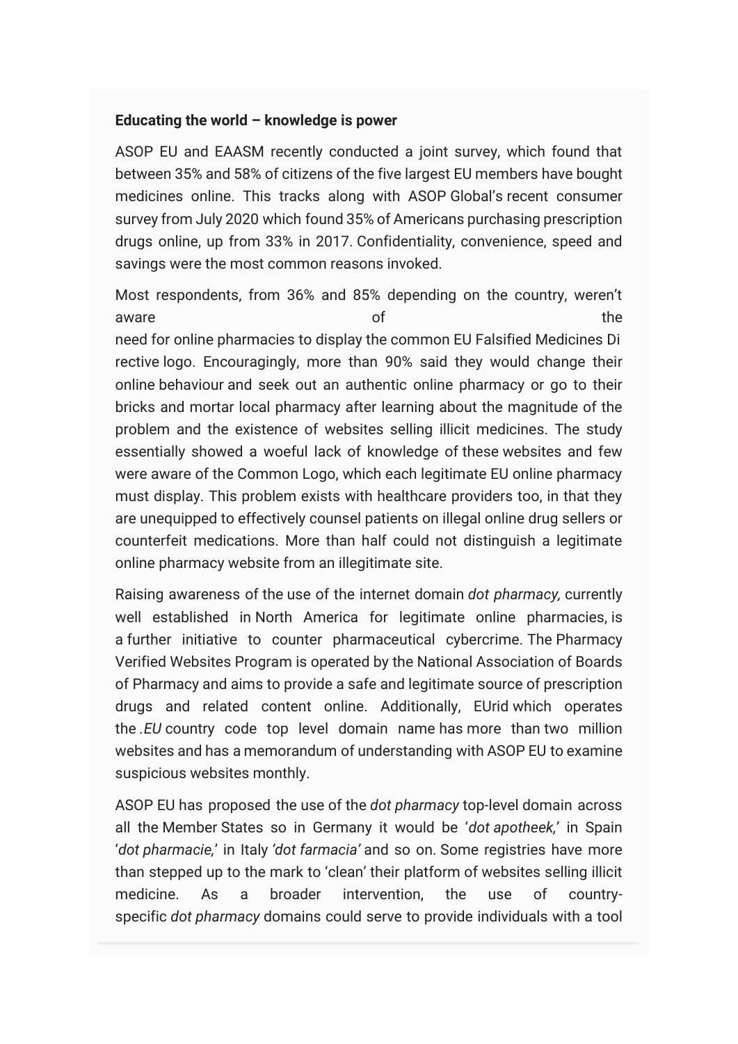**Educating the world – knowledge is power**

ASOP EU and EAASM recently conducted a joint survey, which found that between 35% and 58% of citizens of the five largest EU members have bought medicines online. This tracks along with ASOP Global's recent consumer survey from July 2020 which found 35% of Americans purchasing prescription drugs online, up from 33% in 2017. Confidentiality, convenience, speed and savings were the most common reasons invoked.

Most respondents, from 36% and 85% depending on the country, weren't aware of the need for online pharmacies to display the common EU Falsified Medicines Directive logo. Encouragingly, more than 90% said they would change their online behaviour and seek out an authentic online pharmacy or go to their bricks and mortar local pharmacy after learning about the magnitude of the problem and the existence of websites selling illicit medicines. The study essentially showed a woeful lack of knowledge of these websites and few were aware of the Common Logo, which each legitimate EU online pharmacy must display. This problem exists with healthcare providers too, in that they are unequipped to effectively counsel patients on illegal online drug sellers or counterfeit medications. More than half could not distinguish a legitimate online pharmacy website from an illegitimate site.

Raising awareness of the use of the internet domain *dot pharmacy,* currently well established in North America for legitimate online pharmacies, is a further initiative to counter pharmaceutical cybercrime. The Pharmacy Verified Websites Program is operated by the National Association of Boards of Pharmacy and aims to provide a safe and legitimate source of prescription drugs and related content online. Additionally, EUrid which operates the *.EU* country code top level domain name has more than two million websites and has a memorandum of understanding with ASOP EU to examine suspicious websites monthly.

ASOP EU has proposed the use of the *dot pharmacy* top-level domain across all the Member States so in Germany it would be '*dot apotheek,*' in Spain '*dot pharmacie,*' in Italy *'dot farmacia'* and so on. Some registries have more than stepped up to the mark to 'clean' their platform of websites selling illicit medicine. As a broader intervention, the use of country-specific *dot pharmacy* domains could serve to provide individuals with a tool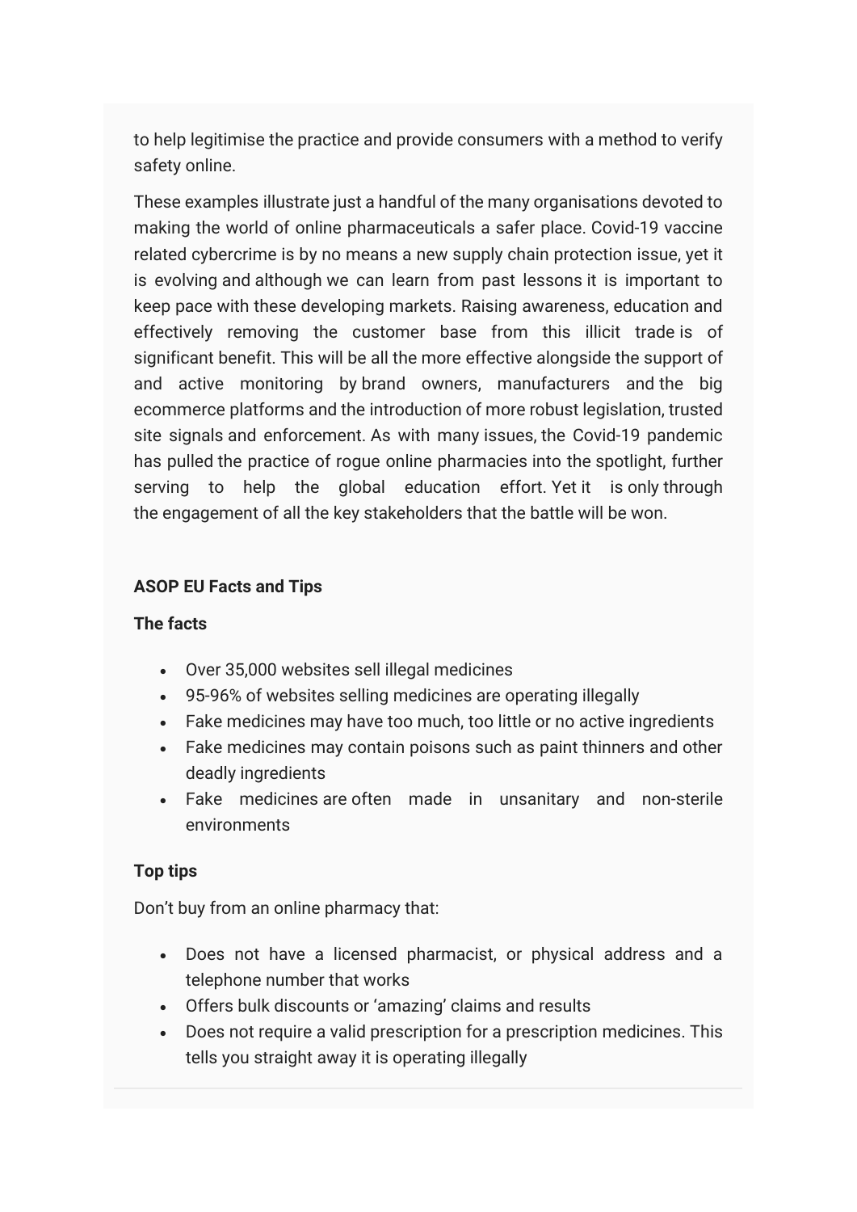to help legitimise the practice and provide consumers with a method to verify safety online.

These examples illustrate just a handful of the many organisations devoted to making the world of online pharmaceuticals a safer place. Covid-19 vaccine related cybercrime is by no means a new supply chain protection issue, yet it is evolving and although we can learn from past lessons it is important to keep pace with these developing markets. Raising awareness, education and effectively removing the customer base from this illicit trade is of significant benefit. This will be all the more effective alongside the support of and active monitoring by brand owners, manufacturers and the big ecommerce platforms and the introduction of more robust legislation, trusted site signals and enforcement. As with many issues, the Covid-19 pandemic has pulled the practice of rogue online pharmacies into the spotlight, further serving to help the global education effort. Yet it is only through the engagement of all the key stakeholders that the battle will be won.

**ASOP EU Facts and Tips**

**The facts**

- Over 35,000 websites sell illegal medicines
- 95-96% of websites selling medicines are operating illegally
- Fake medicines may have too much, too little or no active ingredients
- Fake medicines may contain poisons such as paint thinners and other deadly ingredients
- Fake medicines are often made in unsanitary and non-sterile environments

**Top tips**

Don't buy from an online pharmacy that:

- Does not have a licensed pharmacist, or physical address and a telephone number that works
- Offers bulk discounts or 'amazing' claims and results
- Does not require a valid prescription for a prescription medicines. This tells you straight away it is operating illegally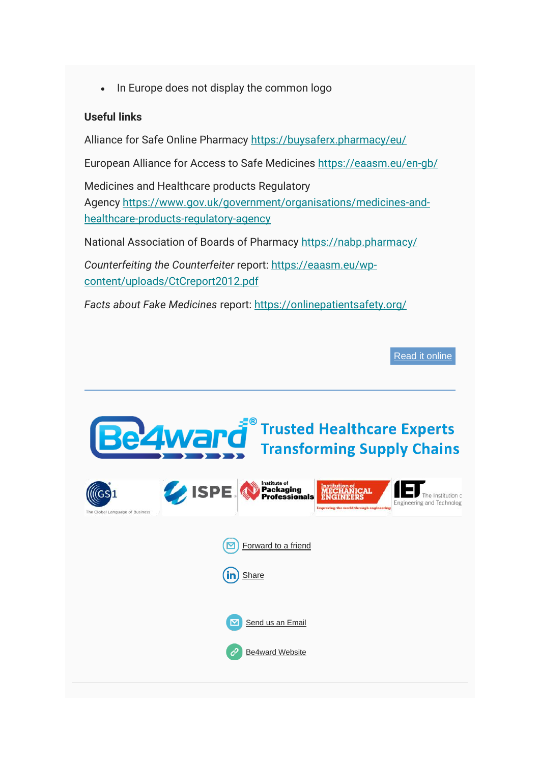- In Europe does not display the common logo

**Useful links**

Alliance for Safe Online Pharmacy https://buysaferx.pharmacy/eu/

European Alliance for Access to Safe Medicines https://eaasm.eu/en-gb/

Medicines and Healthcare products Regulatory Agency https://www.gov.uk/government/organisations/medicines-and-healthcare-products-regulatory-agency

National Association of Boards of Pharmacy https://nabp.pharmacy/

*Counterfeiting the Counterfeiter* report: https://eaasm.eu/wp-content/uploads/CtCreport2012.pdf

*Facts about Fake Medicines* report: https://onlinepatientsafety.org/

Read it online

---

Be4ward® Trusted Healthcare Experts Transforming Supply Chains

GS1 The Global Language of Business | ISPE | Institute of Packaging Professionals | Institution of Mechanical Engineers – Improving the world through engineering | IET The Institution of Engineering and Technology

Forward to a friend

Share

Send us an Email

Be4ward Website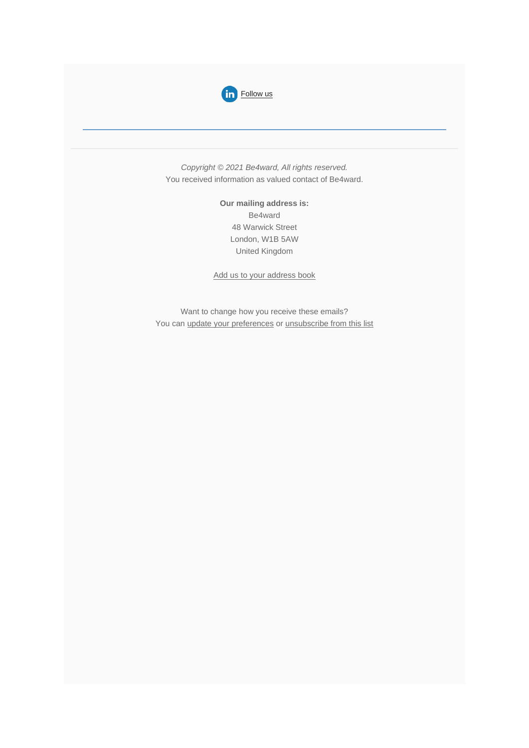Follow us

---

*Copyright © 2021 Be4ward, All rights reserved.*
You received information as valued contact of Be4ward.

**Our mailing address is:**
Be4ward
48 Warwick Street
London, W1B 5AW
United Kingdom

Add us to your address book

Want to change how you receive these emails?
You can update your preferences or unsubscribe from this list